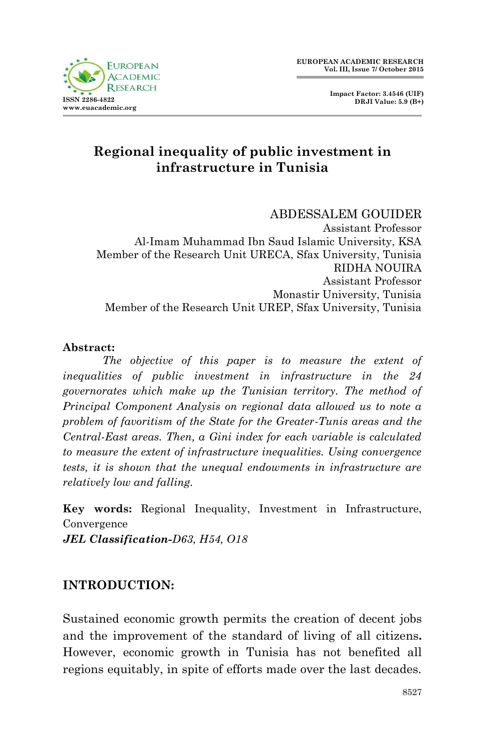# Regional inequality of public investment in infrastructure in Tunisia

ABDESSALEM GOUIDER
Assistant Professor
Al-Imam Muhammad Ibn Saud Islamic University, KSA
Member of the Research Unit URECA, Sfax University, Tunisia

RIDHA NOUIRA
Assistant Professor
Monastir University, Tunisia
Member of the Research Unit UREP, Sfax University, Tunisia

**Abstract:**

*The objective of this paper is to measure the extent of inequalities of public investment in infrastructure in the 24 governorates which make up the Tunisian territory. The method of Principal Component Analysis on regional data allowed us to note a problem of favoritism of the State for the Greater-Tunis areas and the Central-East areas. Then, a Gini index for each variable is calculated to measure the extent of infrastructure inequalities. Using convergence tests, it is shown that the unequal endowments in infrastructure are relatively low and falling.*

**Key words:** Regional Inequality, Investment in Infrastructure, Convergence

***JEL Classification****-D63, H54, O18*

## INTRODUCTION:

Sustained economic growth permits the creation of decent jobs and the improvement of the standard of living of all citizens**.** However, economic growth in Tunisia has not benefited all regions equitably, in spite of efforts made over the last decades.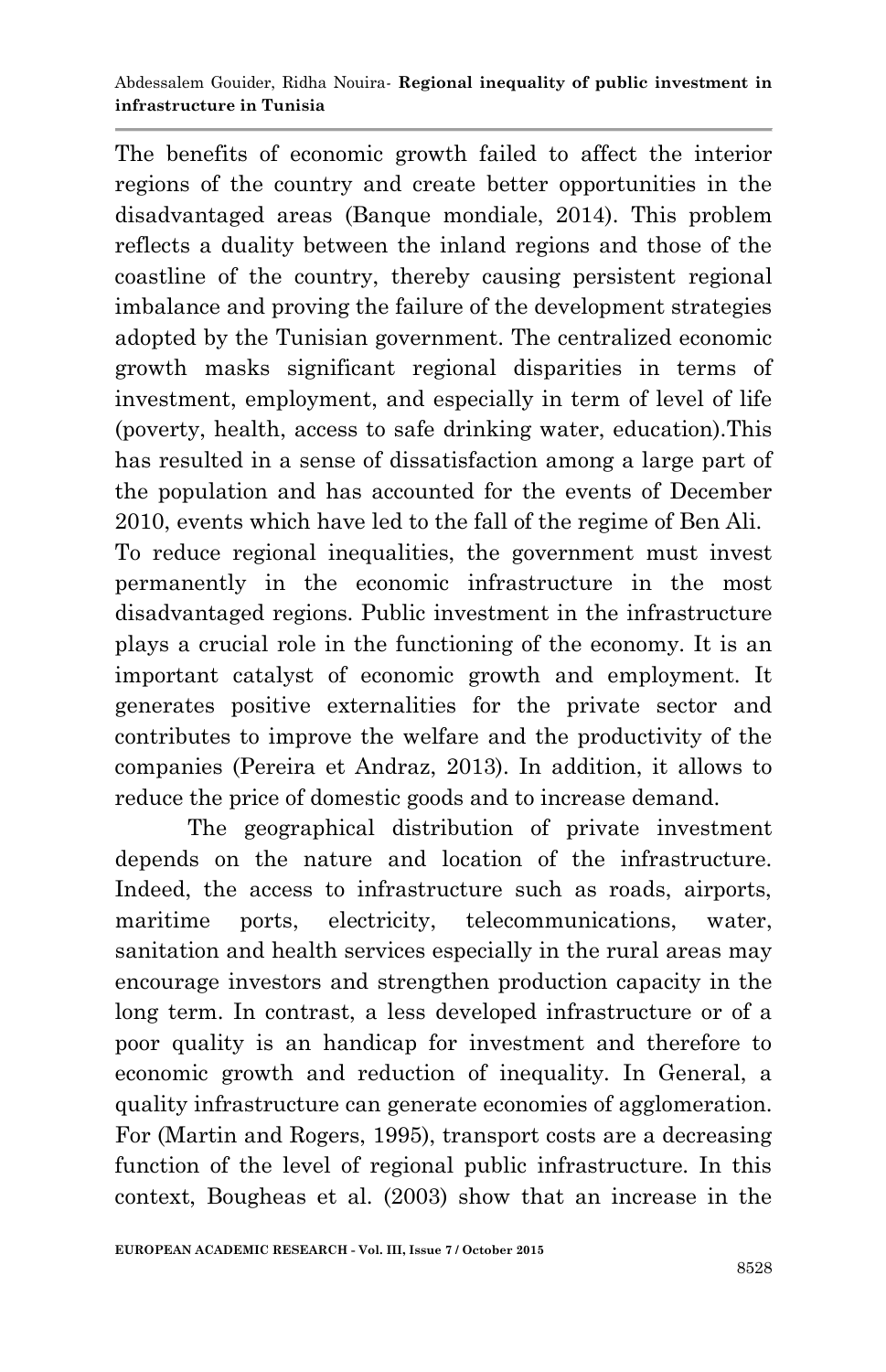The benefits of economic growth failed to affect the interior regions of the country and create better opportunities in the disadvantaged areas (Banque mondiale, 2014). This problem reflects a duality between the inland regions and those of the coastline of the country, thereby causing persistent regional imbalance and proving the failure of the development strategies adopted by the Tunisian government. The centralized economic growth masks significant regional disparities in terms of investment, employment, and especially in term of level of life (poverty, health, access to safe drinking water, education).This has resulted in a sense of dissatisfaction among a large part of the population and has accounted for the events of December 2010, events which have led to the fall of the regime of Ben Ali.
To reduce regional inequalities, the government must invest permanently in the economic infrastructure in the most disadvantaged regions. Public investment in the infrastructure plays a crucial role in the functioning of the economy. It is an important catalyst of economic growth and employment. It generates positive externalities for the private sector and contributes to improve the welfare and the productivity of the companies (Pereira et Andraz, 2013). In addition, it allows to reduce the price of domestic goods and to increase demand.

The geographical distribution of private investment depends on the nature and location of the infrastructure. Indeed, the access to infrastructure such as roads, airports, maritime ports, electricity, telecommunications, water, sanitation and health services especially in the rural areas may encourage investors and strengthen production capacity in the long term. In contrast, a less developed infrastructure or of a poor quality is an handicap for investment and therefore to economic growth and reduction of inequality. In General, a quality infrastructure can generate economies of agglomeration. For (Martin and Rogers, 1995), transport costs are a decreasing function of the level of regional public infrastructure. In this context, Bougheas et al. (2003) show that an increase in the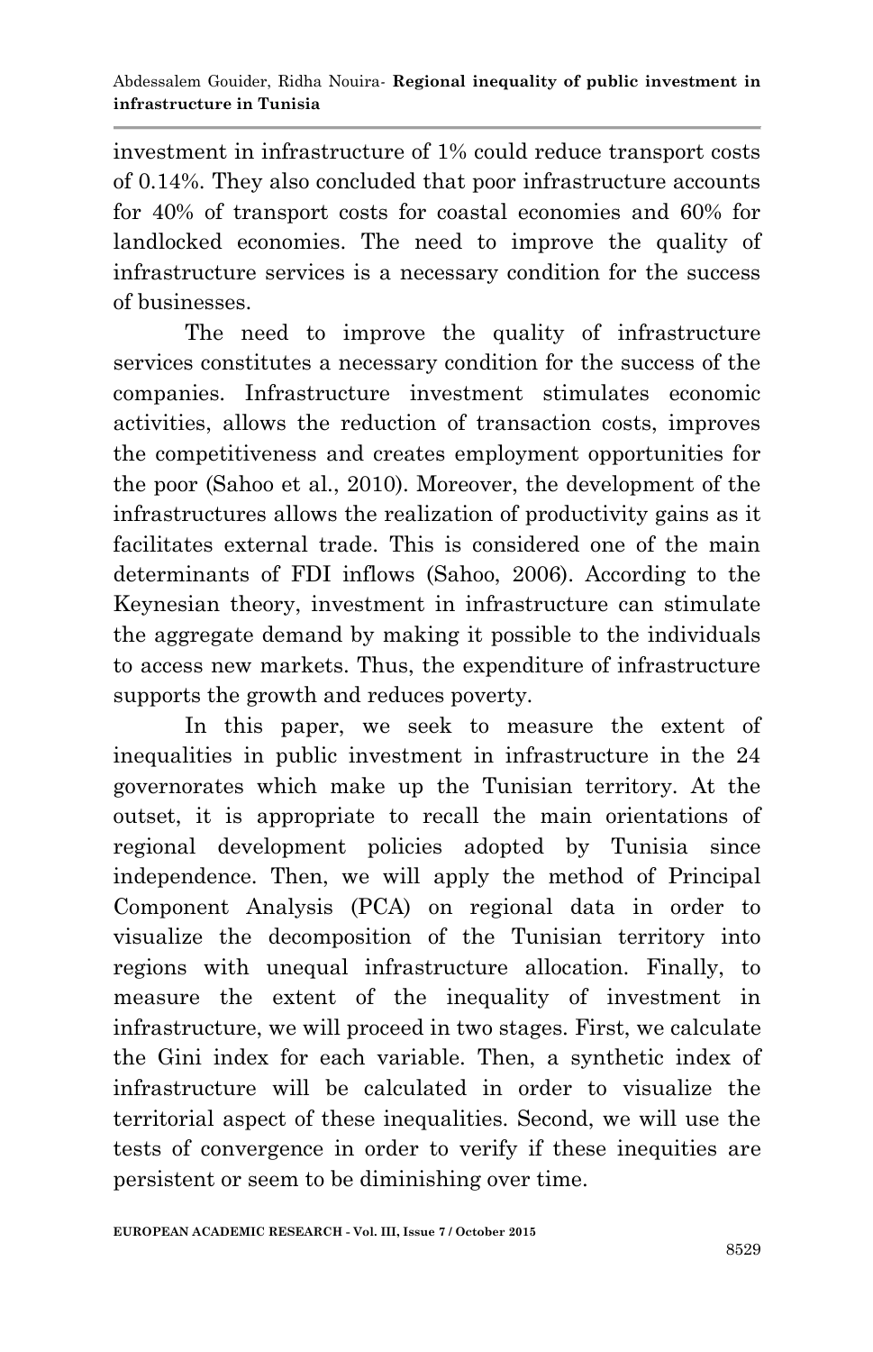investment in infrastructure of 1% could reduce transport costs of 0.14%. They also concluded that poor infrastructure accounts for 40% of transport costs for coastal economies and 60% for landlocked economies. The need to improve the quality of infrastructure services is a necessary condition for the success of businesses.

The need to improve the quality of infrastructure services constitutes a necessary condition for the success of the companies. Infrastructure investment stimulates economic activities, allows the reduction of transaction costs, improves the competitiveness and creates employment opportunities for the poor (Sahoo et al., 2010). Moreover, the development of the infrastructures allows the realization of productivity gains as it facilitates external trade. This is considered one of the main determinants of FDI inflows (Sahoo, 2006). According to the Keynesian theory, investment in infrastructure can stimulate the aggregate demand by making it possible to the individuals to access new markets. Thus, the expenditure of infrastructure supports the growth and reduces poverty.

In this paper, we seek to measure the extent of inequalities in public investment in infrastructure in the 24 governorates which make up the Tunisian territory. At the outset, it is appropriate to recall the main orientations of regional development policies adopted by Tunisia since independence. Then, we will apply the method of Principal Component Analysis (PCA) on regional data in order to visualize the decomposition of the Tunisian territory into regions with unequal infrastructure allocation. Finally, to measure the extent of the inequality of investment in infrastructure, we will proceed in two stages. First, we calculate the Gini index for each variable. Then, a synthetic index of infrastructure will be calculated in order to visualize the territorial aspect of these inequalities. Second, we will use the tests of convergence in order to verify if these inequities are persistent or seem to be diminishing over time.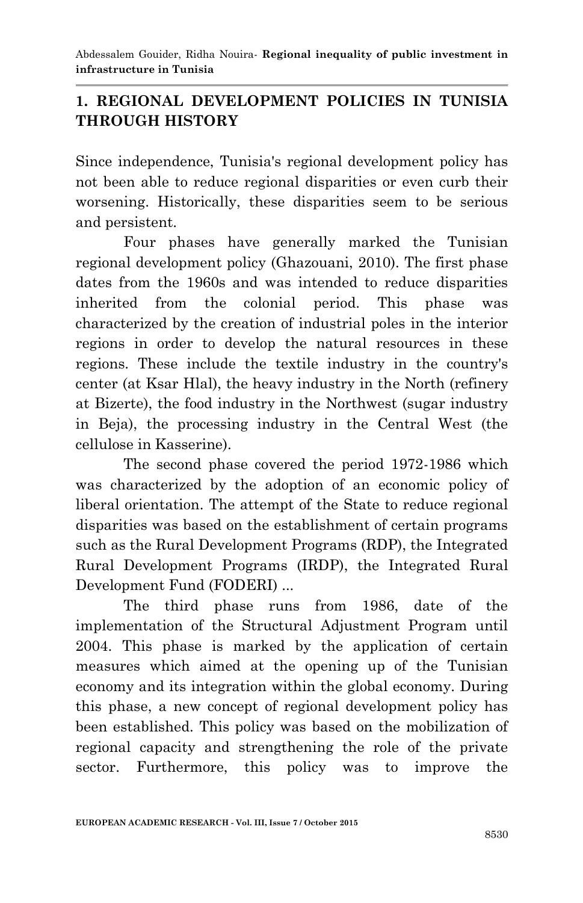## 1. REGIONAL DEVELOPMENT POLICIES IN TUNISIA THROUGH HISTORY

Since independence, Tunisia's regional development policy has not been able to reduce regional disparities or even curb their worsening. Historically, these disparities seem to be serious and persistent.

Four phases have generally marked the Tunisian regional development policy (Ghazouani, 2010). The first phase dates from the 1960s and was intended to reduce disparities inherited from the colonial period. This phase was characterized by the creation of industrial poles in the interior regions in order to develop the natural resources in these regions. These include the textile industry in the country's center (at Ksar Hlal), the heavy industry in the North (refinery at Bizerte), the food industry in the Northwest (sugar industry in Beja), the processing industry in the Central West (the cellulose in Kasserine).

The second phase covered the period 1972-1986 which was characterized by the adoption of an economic policy of liberal orientation. The attempt of the State to reduce regional disparities was based on the establishment of certain programs such as the Rural Development Programs (RDP), the Integrated Rural Development Programs (IRDP), the Integrated Rural Development Fund (FODERI) ...

The third phase runs from 1986, date of the implementation of the Structural Adjustment Program until 2004. This phase is marked by the application of certain measures which aimed at the opening up of the Tunisian economy and its integration within the global economy. During this phase, a new concept of regional development policy has been established. This policy was based on the mobilization of regional capacity and strengthening the role of the private sector. Furthermore, this policy was to improve the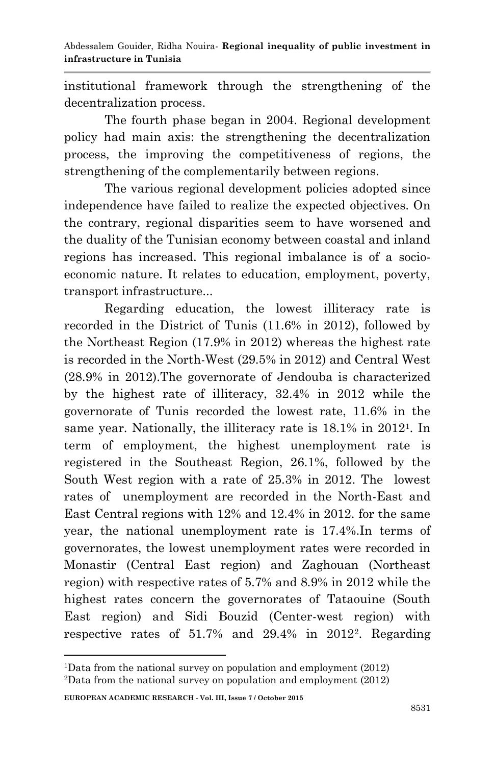institutional framework through the strengthening of the decentralization process.

The fourth phase began in 2004. Regional development policy had main axis: the strengthening the decentralization process, the improving the competitiveness of regions, the strengthening of the complementarily between regions.

The various regional development policies adopted since independence have failed to realize the expected objectives. On the contrary, regional disparities seem to have worsened and the duality of the Tunisian economy between coastal and inland regions has increased. This regional imbalance is of a socio-economic nature. It relates to education, employment, poverty, transport infrastructure...

Regarding education, the lowest illiteracy rate is recorded in the District of Tunis (11.6% in 2012), followed by the Northeast Region (17.9% in 2012) whereas the highest rate is recorded in the North-West (29.5% in 2012) and Central West (28.9% in 2012).The governorate of Jendouba is characterized by the highest rate of illiteracy, 32.4% in 2012 while the governorate of Tunis recorded the lowest rate, 11.6% in the same year. Nationally, the illiteracy rate is 18.1% in 2012[1]. In term of employment, the highest unemployment rate is registered in the Southeast Region, 26.1%, followed by the South West region with a rate of 25.3% in 2012. The lowest rates of unemployment are recorded in the North-East and East Central regions with 12% and 12.4% in 2012. for the same year, the national unemployment rate is 17.4%.In terms of governorates, the lowest unemployment rates were recorded in Monastir (Central East region) and Zaghouan (Northeast region) with respective rates of 5.7% and 8.9% in 2012 while the highest rates concern the governorates of Tataouine (South East region) and Sidi Bouzid (Center-west region) with respective rates of 51.7% and 29.4% in 2012[2]. Regarding

---

[1]Data from the national survey on population and employment (2012)

[2]Data from the national survey on population and employment (2012)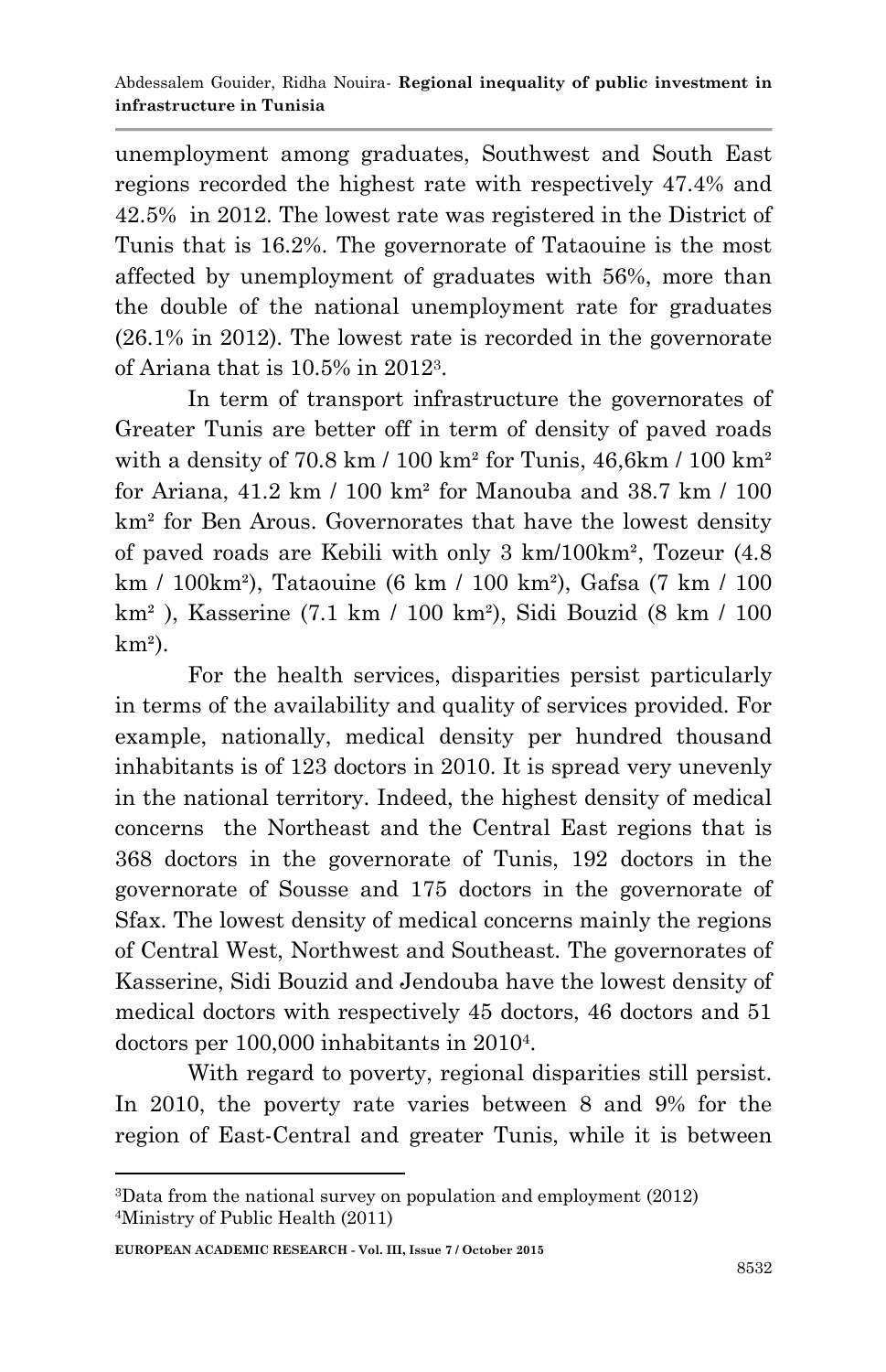unemployment among graduates, Southwest and South East regions recorded the highest rate with respectively 47.4% and 42.5% in 2012. The lowest rate was registered in the District of Tunis that is 16.2%. The governorate of Tataouine is the most affected by unemployment of graduates with 56%, more than the double of the national unemployment rate for graduates (26.1% in 2012). The lowest rate is recorded in the governorate of Ariana that is 10.5% in 2012[3].

In term of transport infrastructure the governorates of Greater Tunis are better off in term of density of paved roads with a density of 70.8 km / 100 km² for Tunis, 46,6km / 100 km² for Ariana, 41.2 km / 100 km² for Manouba and 38.7 km / 100 km² for Ben Arous. Governorates that have the lowest density of paved roads are Kebili with only 3 km/100km², Tozeur (4.8 km / 100km²), Tataouine (6 km / 100 km²), Gafsa (7 km / 100 km² ), Kasserine (7.1 km / 100 km²), Sidi Bouzid (8 km / 100 km²).

For the health services, disparities persist particularly in terms of the availability and quality of services provided. For example, nationally, medical density per hundred thousand inhabitants is of 123 doctors in 2010. It is spread very unevenly in the national territory. Indeed, the highest density of medical concerns the Northeast and the Central East regions that is 368 doctors in the governorate of Tunis, 192 doctors in the governorate of Sousse and 175 doctors in the governorate of Sfax. The lowest density of medical concerns mainly the regions of Central West, Northwest and Southeast. The governorates of Kasserine, Sidi Bouzid and Jendouba have the lowest density of medical doctors with respectively 45 doctors, 46 doctors and 51 doctors per 100,000 inhabitants in 2010[4].

With regard to poverty, regional disparities still persist. In 2010, the poverty rate varies between 8 and 9% for the region of East-Central and greater Tunis, while it is between

---

[3]Data from the national survey on population and employment (2012)

[4]Ministry of Public Health (2011)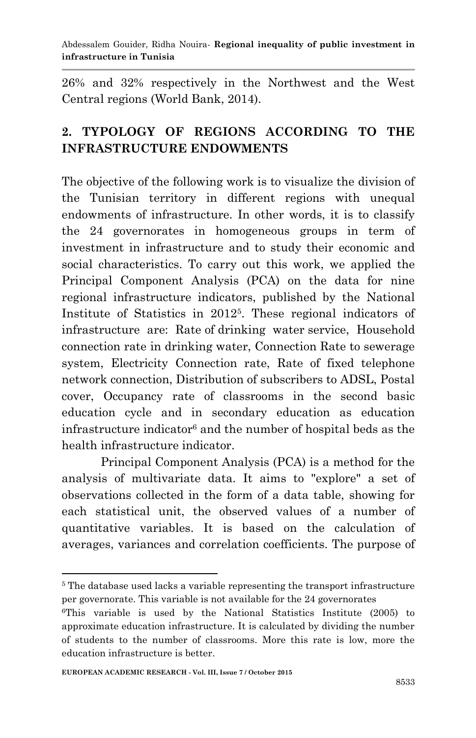26% and 32% respectively in the Northwest and the West Central regions (World Bank, 2014).

## 2. TYPOLOGY OF REGIONS ACCORDING TO THE INFRASTRUCTURE ENDOWMENTS

The objective of the following work is to visualize the division of the Tunisian territory in different regions with unequal endowments of infrastructure. In other words, it is to classify the 24 governorates in homogeneous groups in term of investment in infrastructure and to study their economic and social characteristics. To carry out this work, we applied the Principal Component Analysis (PCA) on the data for nine regional infrastructure indicators, published by the National Institute of Statistics in 2012[5]. These regional indicators of infrastructure are: Rate of drinking water service, Household connection rate in drinking water, Connection Rate to sewerage system, Electricity Connection rate, Rate of fixed telephone network connection, Distribution of subscribers to ADSL, Postal cover, Occupancy rate of classrooms in the second basic education cycle and in secondary education as education infrastructure indicator[6] and the number of hospital beds as the health infrastructure indicator.

Principal Component Analysis (PCA) is a method for the analysis of multivariate data. It aims to "explore" a set of observations collected in the form of a data table, showing for each statistical unit, the observed values of a number of quantitative variables. It is based on the calculation of averages, variances and correlation coefficients. The purpose of

---

[5] The database used lacks a variable representing the transport infrastructure per governorate. This variable is not available for the 24 governorates

[6] This variable is used by the National Statistics Institute (2005) to approximate education infrastructure. It is calculated by dividing the number of students to the number of classrooms. More this rate is low, more the education infrastructure is better.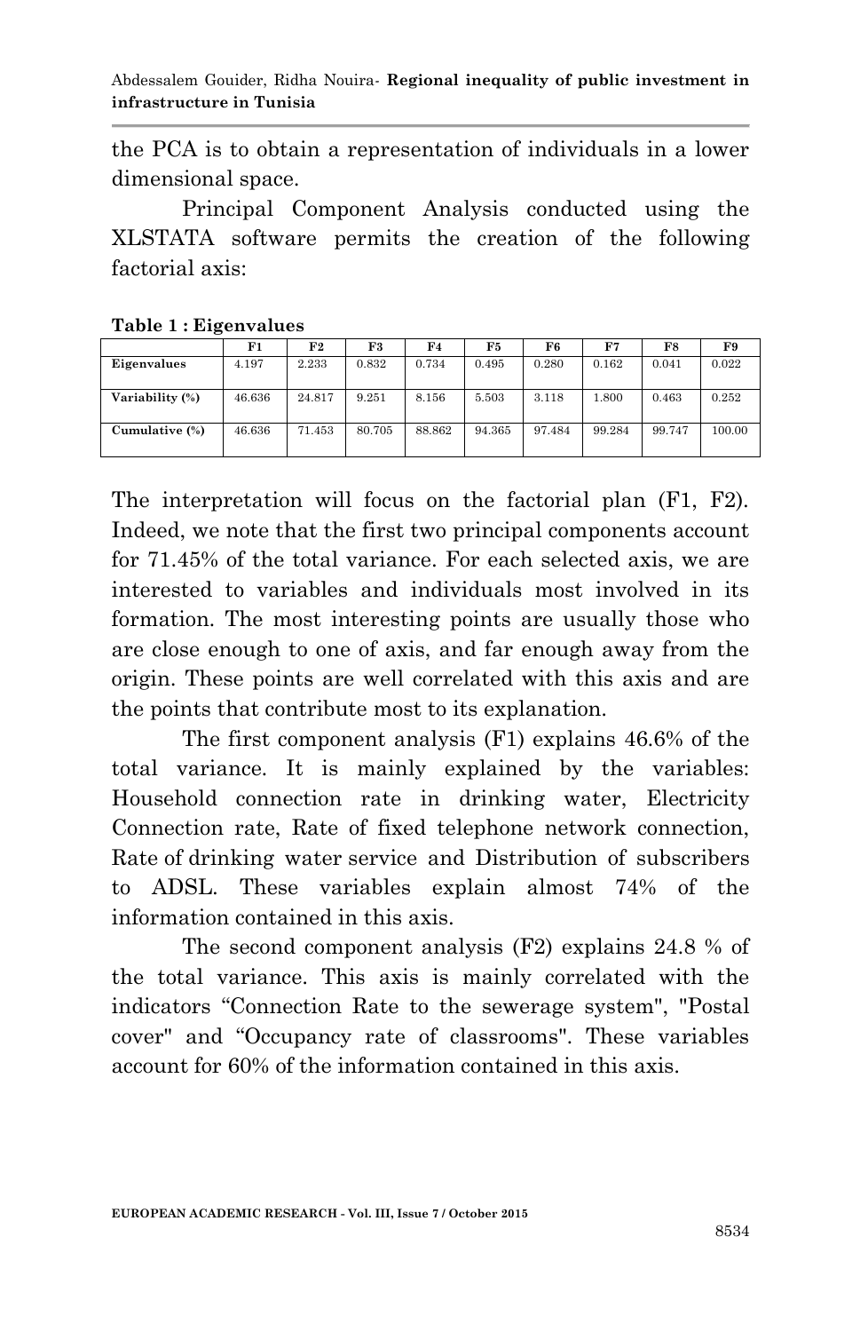the PCA is to obtain a representation of individuals in a lower dimensional space.

Principal Component Analysis conducted using the XLSTATA software permits the creation of the following factorial axis:

**Table 1 : Eigenvalues**

| | F1 | F2 | F3 | F4 | F5 | F6 | F7 | F8 | F9 |
|---|---|---|---|---|---|---|---|---|---|
| **Eigenvalues** | 4.197 | 2.233 | 0.832 | 0.734 | 0.495 | 0.280 | 0.162 | 0.041 | 0.022 |
| **Variability (%)** | 46.636 | 24.817 | 9.251 | 8.156 | 5.503 | 3.118 | 1.800 | 0.463 | 0.252 |
| **Cumulative (%)** | 46.636 | 71.453 | 80.705 | 88.862 | 94.365 | 97.484 | 99.284 | 99.747 | 100.00 |

The interpretation will focus on the factorial plan (F1, F2). Indeed, we note that the first two principal components account for 71.45% of the total variance. For each selected axis, we are interested to variables and individuals most involved in its formation. The most interesting points are usually those who are close enough to one of axis, and far enough away from the origin. These points are well correlated with this axis and are the points that contribute most to its explanation.

The first component analysis (F1) explains 46.6% of the total variance. It is mainly explained by the variables: Household connection rate in drinking water, Electricity Connection rate, Rate of fixed telephone network connection, Rate of drinking water service and Distribution of subscribers to ADSL. These variables explain almost 74% of the information contained in this axis.

The second component analysis (F2) explains 24.8 % of the total variance. This axis is mainly correlated with the indicators "Connection Rate to the sewerage system", "Postal cover" and "Occupancy rate of classrooms". These variables account for 60% of the information contained in this axis.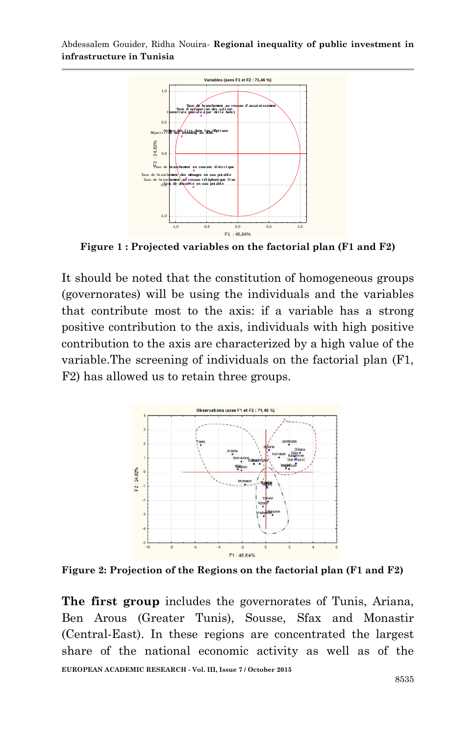**Figure 1 : Projected variables on the factorial plan (F1 and F2)**

It should be noted that the constitution of homogeneous groups (governorates) will be using the individuals and the variables that contribute most to the axis: if a variable has a strong positive contribution to the axis, individuals with high positive contribution to the axis are characterized by a high value of the variable.The screening of individuals on the factorial plan (F1, F2) has allowed us to retain three groups.

**Figure 2: Projection of the Regions on the factorial plan (F1 and F2)**

**The first group** includes the governorates of Tunis, Ariana, Ben Arous (Greater Tunis), Sousse, Sfax and Monastir (Central-East). In these regions are concentrated the largest share of the national economic activity as well as of the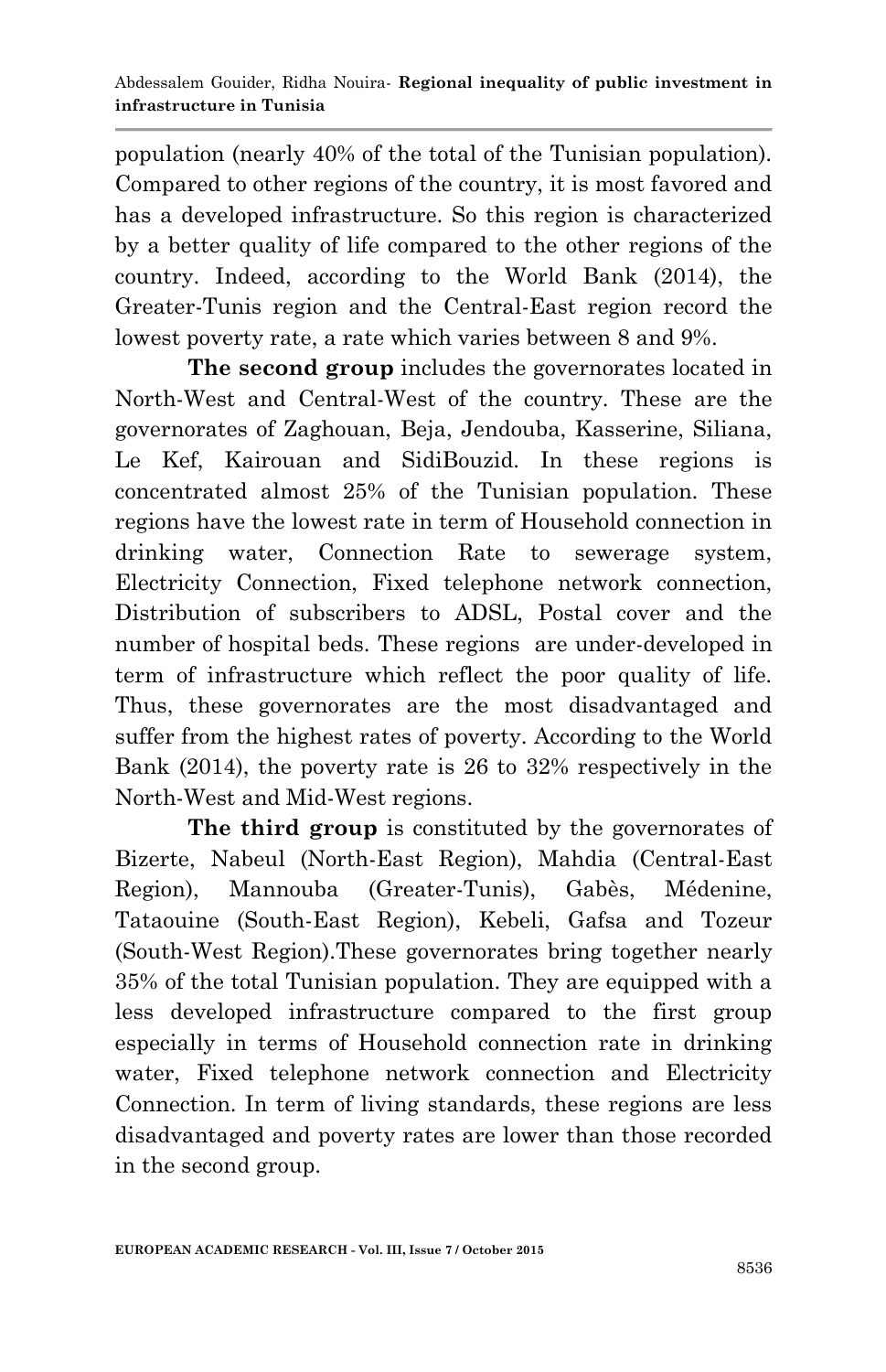population (nearly 40% of the total of the Tunisian population). Compared to other regions of the country, it is most favored and has a developed infrastructure. So this region is characterized by a better quality of life compared to the other regions of the country. Indeed, according to the World Bank (2014), the Greater-Tunis region and the Central-East region record the lowest poverty rate, a rate which varies between 8 and 9%.

**The second group** includes the governorates located in North-West and Central-West of the country. These are the governorates of Zaghouan, Beja, Jendouba, Kasserine, Siliana, Le Kef, Kairouan and SidiBouzid. In these regions is concentrated almost 25% of the Tunisian population. These regions have the lowest rate in term of Household connection in drinking water, Connection Rate to sewerage system, Electricity Connection, Fixed telephone network connection, Distribution of subscribers to ADSL, Postal cover and the number of hospital beds. These regions are under-developed in term of infrastructure which reflect the poor quality of life. Thus, these governorates are the most disadvantaged and suffer from the highest rates of poverty. According to the World Bank (2014), the poverty rate is 26 to 32% respectively in the North-West and Mid-West regions.

**The third group** is constituted by the governorates of Bizerte, Nabeul (North-East Region), Mahdia (Central-East Region), Mannouba (Greater-Tunis), Gabès, Médenine, Tataouine (South-East Region), Kebeli, Gafsa and Tozeur (South-West Region).These governorates bring together nearly 35% of the total Tunisian population. They are equipped with a less developed infrastructure compared to the first group especially in terms of Household connection rate in drinking water, Fixed telephone network connection and Electricity Connection. In term of living standards, these regions are less disadvantaged and poverty rates are lower than those recorded in the second group.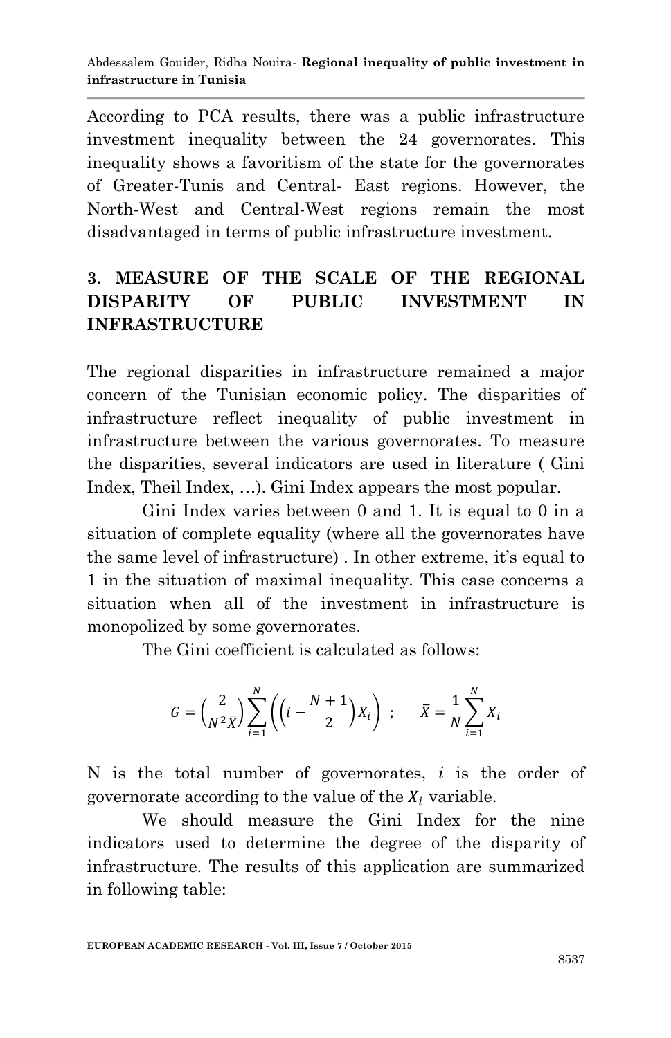According to PCA results, there was a public infrastructure investment inequality between the 24 governorates. This inequality shows a favoritism of the state for the governorates of Greater-Tunis and Central- East regions. However, the North-West and Central-West regions remain the most disadvantaged in terms of public infrastructure investment.

## 3. MEASURE OF THE SCALE OF THE REGIONAL DISPARITY OF PUBLIC INVESTMENT IN INFRASTRUCTURE

The regional disparities in infrastructure remained a major concern of the Tunisian economic policy. The disparities of infrastructure reflect inequality of public investment in infrastructure between the various governorates. To measure the disparities, several indicators are used in literature ( Gini Index, Theil Index, …). Gini Index appears the most popular.

Gini Index varies between 0 and 1. It is equal to 0 in a situation of complete equality (where all the governorates have the same level of infrastructure) . In other extreme, it's equal to 1 in the situation of maximal inequality. This case concerns a situation when all of the investment in infrastructure is monopolized by some governorates.

The Gini coefficient is calculated as follows:

$$G = \left(\frac{2}{N^2 \bar{X}}\right) \sum_{i=1}^{N} \left(\left(i - \frac{N+1}{2}\right) X_i\right) \; ; \qquad \bar{X} = \frac{1}{N} \sum_{i=1}^{N} X_i$$

N is the total number of governorates, $i$ is the order of governorate according to the value of the $X_i$ variable.

We should measure the Gini Index for the nine indicators used to determine the degree of the disparity of infrastructure. The results of this application are summarized in following table: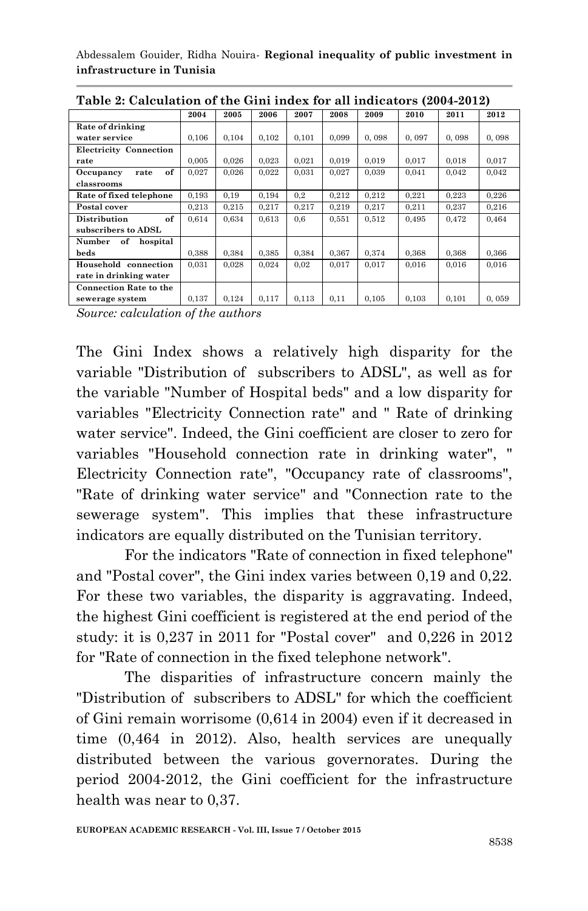**Table 2: Calculation of the Gini index for all indicators (2004-2012)**

| | 2004 | 2005 | 2006 | 2007 | 2008 | 2009 | 2010 | 2011 | 2012 |
|---|---|---|---|---|---|---|---|---|---|
| Rate of drinking water service | 0,106 | 0,104 | 0,102 | 0,101 | 0,099 | 0, 098 | 0, 097 | 0, 098 | 0, 098 |
| Electricity Connection rate | 0,005 | 0,026 | 0,023 | 0,021 | 0,019 | 0,019 | 0,017 | 0,018 | 0,017 |
| Occupancy rate of classrooms | 0,027 | 0,026 | 0,022 | 0,031 | 0,027 | 0,039 | 0,041 | 0,042 | 0,042 |
| Rate of fixed telephone | 0,193 | 0,19 | 0,194 | 0,2 | 0,212 | 0,212 | 0,221 | 0,223 | 0,226 |
| Postal cover | 0,213 | 0,215 | 0,217 | 0,217 | 0,219 | 0,217 | 0,211 | 0,237 | 0,216 |
| Distribution of subscribers to ADSL | 0,614 | 0,634 | 0,613 | 0,6 | 0,551 | 0,512 | 0,495 | 0,472 | 0,464 |
| Number of hospital beds | 0,388 | 0,384 | 0,385 | 0,384 | 0,367 | 0,374 | 0,368 | 0,368 | 0,366 |
| Household connection rate in drinking water | 0,031 | 0,028 | 0,024 | 0,02 | 0,017 | 0,017 | 0,016 | 0,016 | 0,016 |
| Connection Rate to the sewerage system | 0,137 | 0,124 | 0,117 | 0,113 | 0,11 | 0,105 | 0,103 | 0,101 | 0, 059 |

*Source: calculation of the authors*

The Gini Index shows a relatively high disparity for the variable "Distribution of subscribers to ADSL", as well as for the variable "Number of Hospital beds" and a low disparity for variables "Electricity Connection rate" and " Rate of drinking water service". Indeed, the Gini coefficient are closer to zero for variables "Household connection rate in drinking water", " Electricity Connection rate", "Occupancy rate of classrooms", "Rate of drinking water service" and "Connection rate to the sewerage system". This implies that these infrastructure indicators are equally distributed on the Tunisian territory.

For the indicators "Rate of connection in fixed telephone" and "Postal cover", the Gini index varies between 0,19 and 0,22. For these two variables, the disparity is aggravating. Indeed, the highest Gini coefficient is registered at the end period of the study: it is 0,237 in 2011 for "Postal cover" and 0,226 in 2012 for "Rate of connection in the fixed telephone network".

The disparities of infrastructure concern mainly the "Distribution of subscribers to ADSL" for which the coefficient of Gini remain worrisome (0,614 in 2004) even if it decreased in time (0,464 in 2012). Also, health services are unequally distributed between the various governorates. During the period 2004-2012, the Gini coefficient for the infrastructure health was near to 0,37.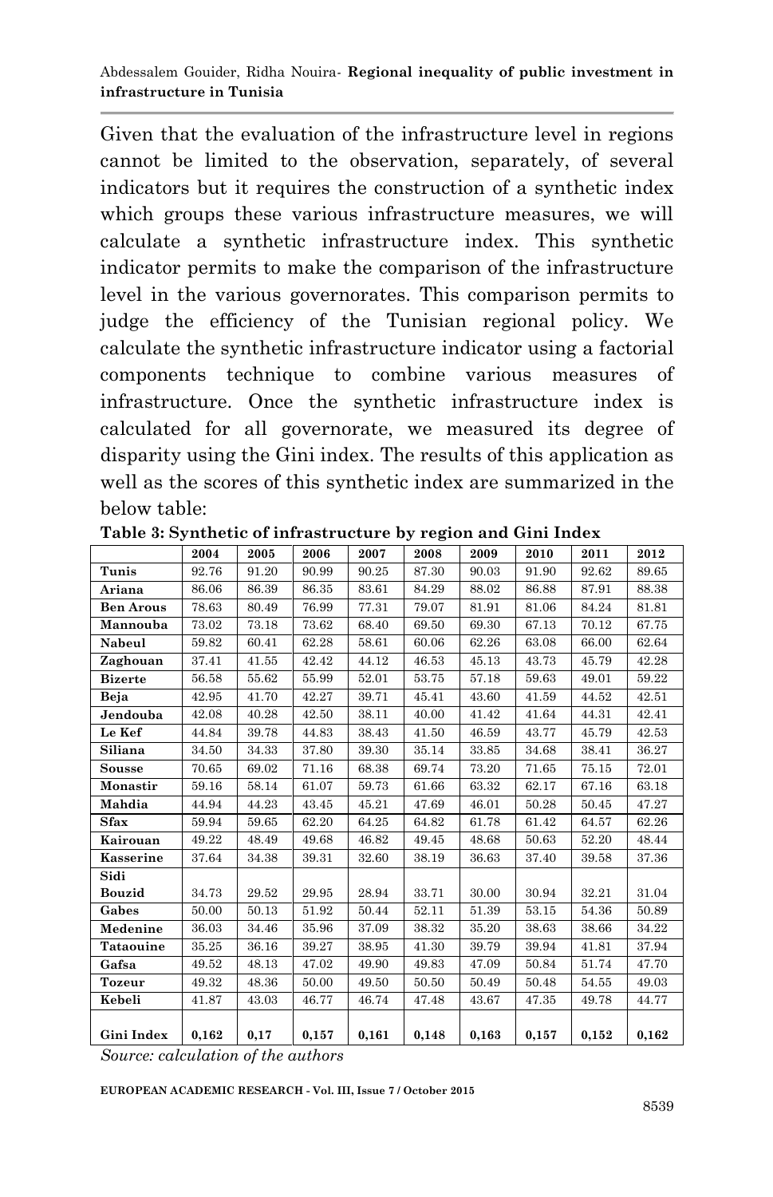Given that the evaluation of the infrastructure level in regions cannot be limited to the observation, separately, of several indicators but it requires the construction of a synthetic index which groups these various infrastructure measures, we will calculate a synthetic infrastructure index. This synthetic indicator permits to make the comparison of the infrastructure level in the various governorates. This comparison permits to judge the efficiency of the Tunisian regional policy. We calculate the synthetic infrastructure indicator using a factorial components technique to combine various measures of infrastructure. Once the synthetic infrastructure index is calculated for all governorate, we measured its degree of disparity using the Gini index. The results of this application as well as the scores of this synthetic index are summarized in the below table:

**Table 3: Synthetic of infrastructure by region and Gini Index**

| | 2004 | 2005 | 2006 | 2007 | 2008 | 2009 | 2010 | 2011 | 2012 |
|---|---|---|---|---|---|---|---|---|---|
| **Tunis** | 92.76 | 91.20 | 90.99 | 90.25 | 87.30 | 90.03 | 91.90 | 92.62 | 89.65 |
| **Ariana** | 86.06 | 86.39 | 86.35 | 83.61 | 84.29 | 88.02 | 86.88 | 87.91 | 88.38 |
| **Ben Arous** | 78.63 | 80.49 | 76.99 | 77.31 | 79.07 | 81.91 | 81.06 | 84.24 | 81.81 |
| **Mannouba** | 73.02 | 73.18 | 73.62 | 68.40 | 69.50 | 69.30 | 67.13 | 70.12 | 67.75 |
| **Nabeul** | 59.82 | 60.41 | 62.28 | 58.61 | 60.06 | 62.26 | 63.08 | 66.00 | 62.64 |
| **Zaghouan** | 37.41 | 41.55 | 42.42 | 44.12 | 46.53 | 45.13 | 43.73 | 45.79 | 42.28 |
| **Bizerte** | 56.58 | 55.62 | 55.99 | 52.01 | 53.75 | 57.18 | 59.63 | 49.01 | 59.22 |
| **Beja** | 42.95 | 41.70 | 42.27 | 39.71 | 45.41 | 43.60 | 41.59 | 44.52 | 42.51 |
| **Jendouba** | 42.08 | 40.28 | 42.50 | 38.11 | 40.00 | 41.42 | 41.64 | 44.31 | 42.41 |
| **Le Kef** | 44.84 | 39.78 | 44.83 | 38.43 | 41.50 | 46.59 | 43.77 | 45.79 | 42.53 |
| **Siliana** | 34.50 | 34.33 | 37.80 | 39.30 | 35.14 | 33.85 | 34.68 | 38.41 | 36.27 |
| **Sousse** | 70.65 | 69.02 | 71.16 | 68.38 | 69.74 | 73.20 | 71.65 | 75.15 | 72.01 |
| **Monastir** | 59.16 | 58.14 | 61.07 | 59.73 | 61.66 | 63.32 | 62.17 | 67.16 | 63.18 |
| **Mahdia** | 44.94 | 44.23 | 43.45 | 45.21 | 47.69 | 46.01 | 50.28 | 50.45 | 47.27 |
| **Sfax** | 59.94 | 59.65 | 62.20 | 64.25 | 64.82 | 61.78 | 61.42 | 64.57 | 62.26 |
| **Kairouan** | 49.22 | 48.49 | 49.68 | 46.82 | 49.45 | 48.68 | 50.63 | 52.20 | 48.44 |
| **Kasserine** | 37.64 | 34.38 | 39.31 | 32.60 | 38.19 | 36.63 | 37.40 | 39.58 | 37.36 |
| **Sidi Bouzid** | 34.73 | 29.52 | 29.95 | 28.94 | 33.71 | 30.00 | 30.94 | 32.21 | 31.04 |
| **Gabes** | 50.00 | 50.13 | 51.92 | 50.44 | 52.11 | 51.39 | 53.15 | 54.36 | 50.89 |
| **Medenine** | 36.03 | 34.46 | 35.96 | 37.09 | 38.32 | 35.20 | 38.63 | 38.66 | 34.22 |
| **Tataouine** | 35.25 | 36.16 | 39.27 | 38.95 | 41.30 | 39.79 | 39.94 | 41.81 | 37.94 |
| **Gafsa** | 49.52 | 48.13 | 47.02 | 49.90 | 49.83 | 47.09 | 50.84 | 51.74 | 47.70 |
| **Tozeur** | 49.32 | 48.36 | 50.00 | 49.50 | 50.50 | 50.49 | 50.48 | 54.55 | 49.03 |
| **Kebeli** | 41.87 | 43.03 | 46.77 | 46.74 | 47.48 | 43.67 | 47.35 | 49.78 | 44.77 |
| **Gini Index** | **0,162** | **0,17** | **0,157** | **0,161** | **0,148** | **0,163** | **0,157** | **0,152** | **0,162** |

*Source: calculation of the authors*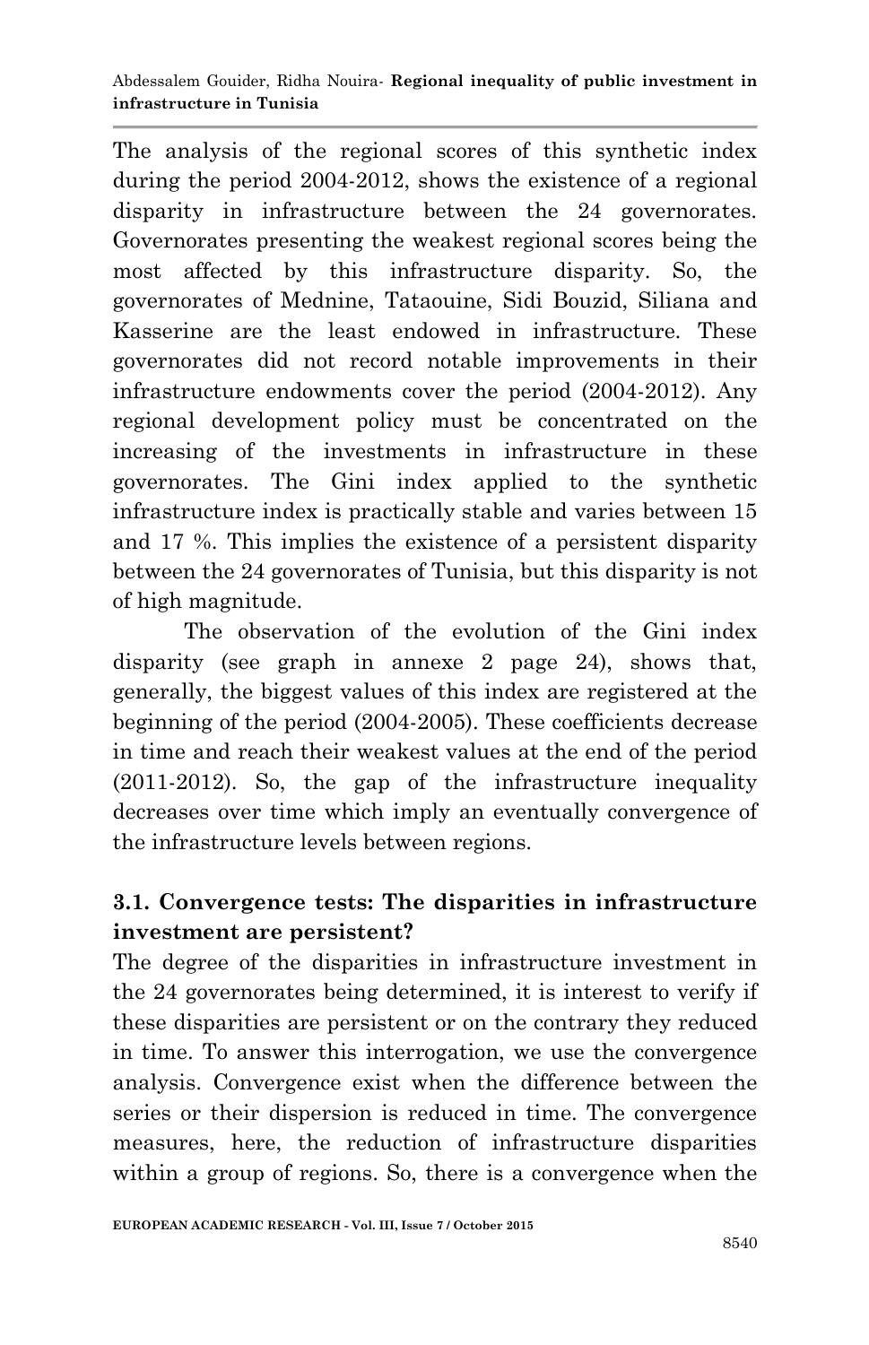The analysis of the regional scores of this synthetic index during the period 2004-2012, shows the existence of a regional disparity in infrastructure between the 24 governorates. Governorates presenting the weakest regional scores being the most affected by this infrastructure disparity. So, the governorates of Mednine, Tataouine, Sidi Bouzid, Siliana and Kasserine are the least endowed in infrastructure. These governorates did not record notable improvements in their infrastructure endowments cover the period (2004-2012). Any regional development policy must be concentrated on the increasing of the investments in infrastructure in these governorates. The Gini index applied to the synthetic infrastructure index is practically stable and varies between 15 and 17 %. This implies the existence of a persistent disparity between the 24 governorates of Tunisia, but this disparity is not of high magnitude.

The observation of the evolution of the Gini index disparity (see graph in annexe 2 page 24), shows that, generally, the biggest values of this index are registered at the beginning of the period (2004-2005). These coefficients decrease in time and reach their weakest values at the end of the period (2011-2012). So, the gap of the infrastructure inequality decreases over time which imply an eventually convergence of the infrastructure levels between regions.

### 3.1. Convergence tests: The disparities in infrastructure investment are persistent?

The degree of the disparities in infrastructure investment in the 24 governorates being determined, it is interest to verify if these disparities are persistent or on the contrary they reduced in time. To answer this interrogation, we use the convergence analysis. Convergence exist when the difference between the series or their dispersion is reduced in time. The convergence measures, here, the reduction of infrastructure disparities within a group of regions. So, there is a convergence when the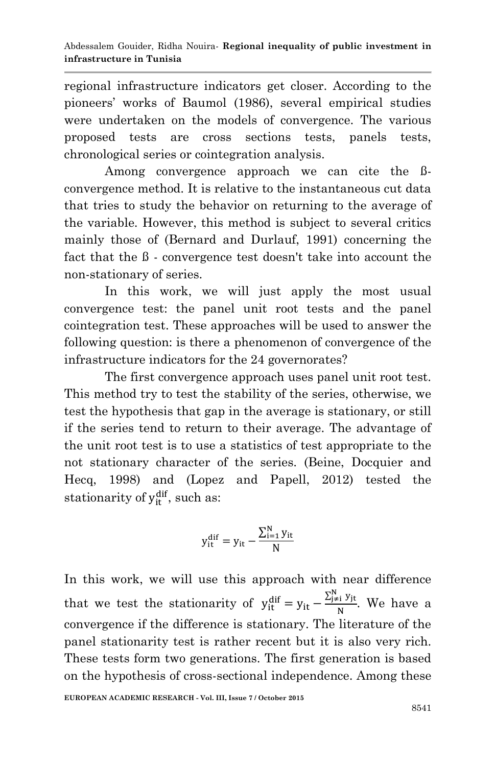regional infrastructure indicators get closer. According to the pioneers' works of Baumol (1986), several empirical studies were undertaken on the models of convergence. The various proposed tests are cross sections tests, panels tests, chronological series or cointegration analysis.

Among convergence approach we can cite the ß-convergence method. It is relative to the instantaneous cut data that tries to study the behavior on returning to the average of the variable. However, this method is subject to several critics mainly those of (Bernard and Durlauf, 1991) concerning the fact that the ß - convergence test doesn't take into account the non-stationary of series.

In this work, we will just apply the most usual convergence test: the panel unit root tests and the panel cointegration test. These approaches will be used to answer the following question: is there a phenomenon of convergence of the infrastructure indicators for the 24 governorates?

The first convergence approach uses panel unit root test. This method try to test the stability of the series, otherwise, we test the hypothesis that gap in the average is stationary, or still if the series tend to return to their average. The advantage of the unit root test is to use a statistics of test appropriate to the not stationary character of the series. (Beine, Docquier and Hecq, 1998) and (Lopez and Papell, 2012) tested the stationarity of $y_{it}^{dif}$, such as:

$$y_{it}^{dif} = y_{it} - \frac{\sum_{i=1}^{N} y_{it}}{N}$$

In this work, we will use this approach with near difference that we test the stationarity of $y_{it}^{dif} = y_{it} - \frac{\sum_{j \neq i}^{N} y_{jt}}{N}$. We have a convergence if the difference is stationary. The literature of the panel stationarity test is rather recent but it is also very rich. These tests form two generations. The first generation is based on the hypothesis of cross-sectional independence. Among these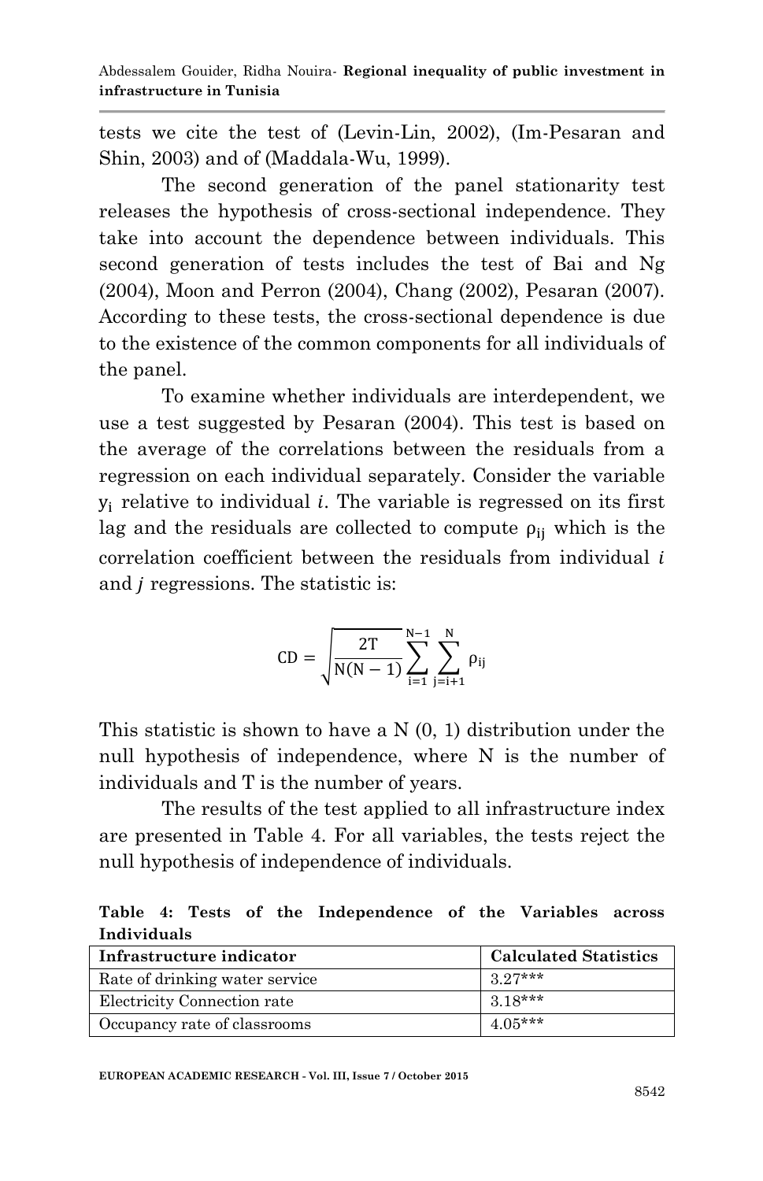tests we cite the test of (Levin-Lin, 2002), (Im-Pesaran and Shin, 2003) and of (Maddala-Wu, 1999).

The second generation of the panel stationarity test releases the hypothesis of cross-sectional independence. They take into account the dependence between individuals. This second generation of tests includes the test of Bai and Ng (2004), Moon and Perron (2004), Chang (2002), Pesaran (2007). According to these tests, the cross-sectional dependence is due to the existence of the common components for all individuals of the panel.

To examine whether individuals are interdependent, we use a test suggested by Pesaran (2004). This test is based on the average of the correlations between the residuals from a regression on each individual separately. Consider the variable $y_i$ relative to individual *i*. The variable is regressed on its first lag and the residuals are collected to compute $\rho_{ij}$ which is the correlation coefficient between the residuals from individual *i* and *j* regressions. The statistic is:

$$CD = \sqrt{\frac{2T}{N(N-1)}} \sum_{i=1}^{N-1} \sum_{j=i+1}^{N} \rho_{ij}$$

This statistic is shown to have a N (0, 1) distribution under the null hypothesis of independence, where N is the number of individuals and T is the number of years.

The results of the test applied to all infrastructure index are presented in Table 4. For all variables, the tests reject the null hypothesis of independence of individuals.

**Table 4: Tests of the Independence of the Variables across Individuals**

| Infrastructure indicator | Calculated Statistics |
|---|---|
| Rate of drinking water service | 3.27*** |
| Electricity Connection rate | 3.18*** |
| Occupancy rate of classrooms | 4.05*** |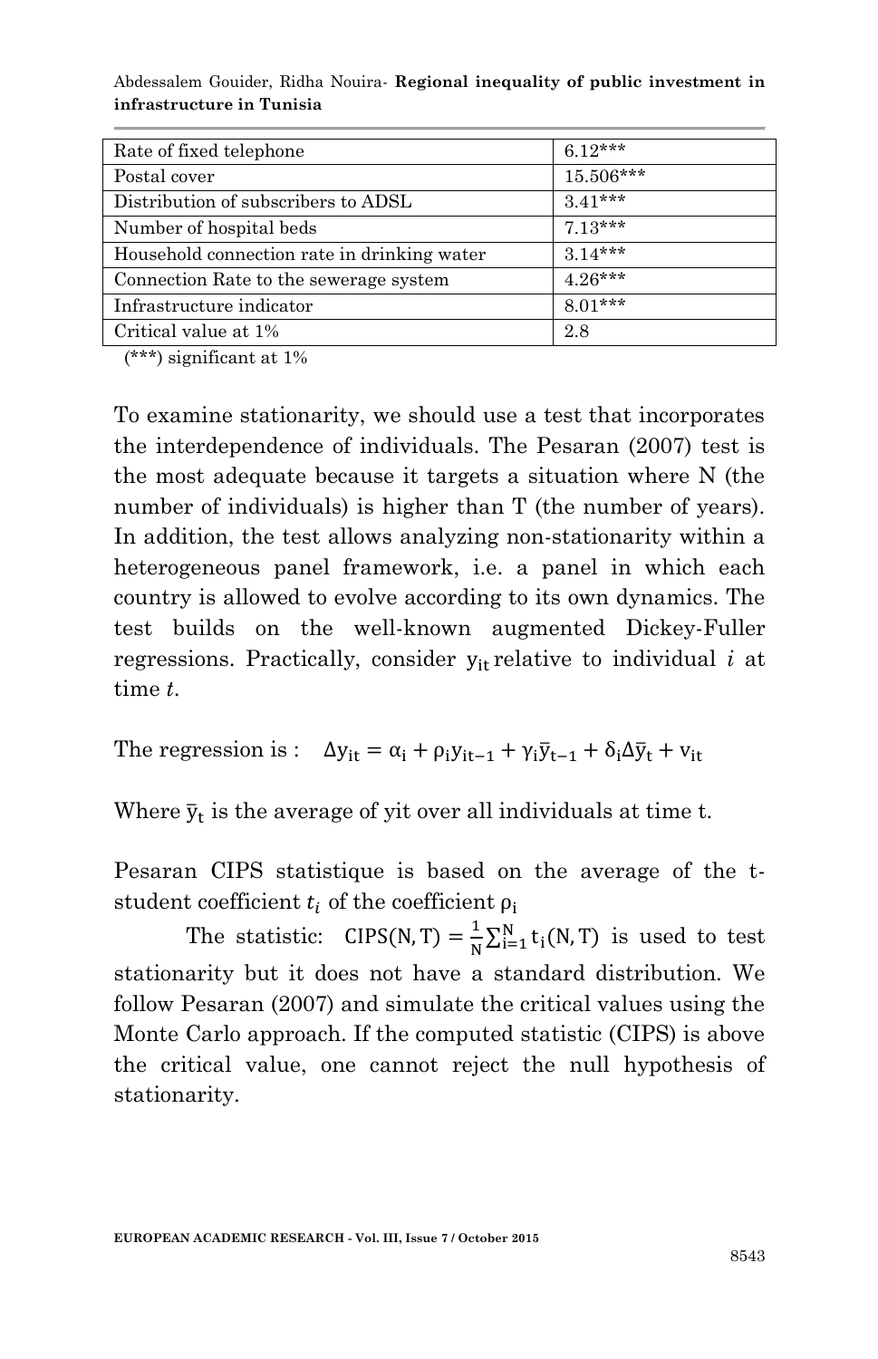| Rate of fixed telephone | 6.12*** |
| --- | --- |
| Postal cover | 15.506*** |
| Distribution of subscribers to ADSL | 3.41*** |
| Number of hospital beds | 7.13*** |
| Household connection rate in drinking water | 3.14*** |
| Connection Rate to the sewerage system | 4.26*** |
| Infrastructure indicator | 8.01*** |
| Critical value at 1% | 2.8 |

(***) significant at 1%

To examine stationarity, we should use a test that incorporates the interdependence of individuals. The Pesaran (2007) test is the most adequate because it targets a situation where N (the number of individuals) is higher than T (the number of years). In addition, the test allows analyzing non-stationarity within a heterogeneous panel framework, i.e. a panel in which each country is allowed to evolve according to its own dynamics. The test builds on the well-known augmented Dickey-Fuller regressions. Practically, consider $y_{it}$ relative to individual *i* at time *t*.

The regression is : $\Delta y_{it} = \alpha_i + \rho_i y_{it-1} + \gamma_i \bar{y}_{t-1} + \delta_i \Delta \bar{y}_t + v_{it}$

Where $\bar{y}_t$ is the average of yit over all individuals at time t.

Pesaran CIPS statistique is based on the average of the t-student coefficient $t_i$ of the coefficient $\rho_i$

The statistic: $\mathrm{CIPS}(N,T) = \frac{1}{N}\sum_{i=1}^{N} t_i(N,T)$ is used to test stationarity but it does not have a standard distribution. We follow Pesaran (2007) and simulate the critical values using the Monte Carlo approach. If the computed statistic (CIPS) is above the critical value, one cannot reject the null hypothesis of stationarity.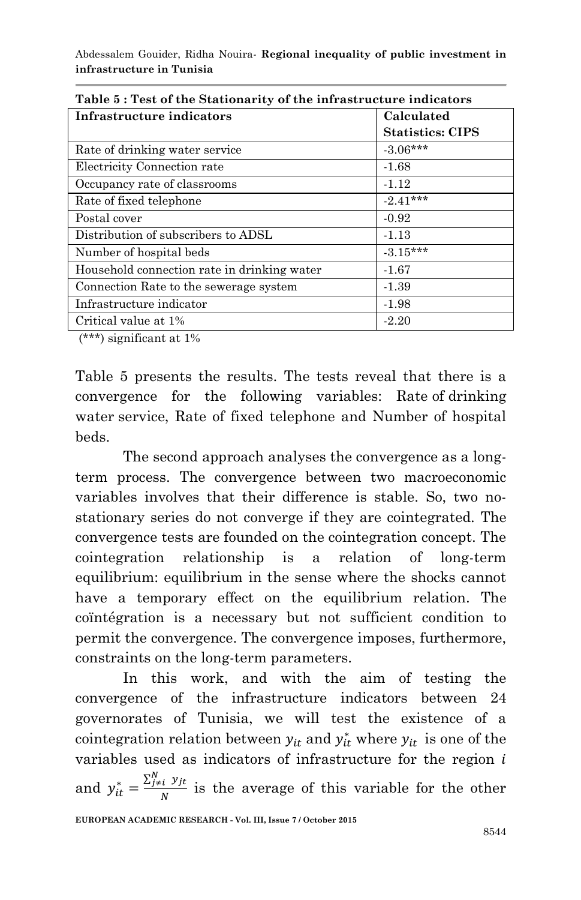**Table 5 : Test of the Stationarity of the infrastructure indicators**

| Infrastructure indicators | Calculated Statistics: CIPS |
|---|---|
| Rate of drinking water service | -3.06*** |
| Electricity Connection rate | -1.68 |
| Occupancy rate of classrooms | -1.12 |
| Rate of fixed telephone | -2.41*** |
| Postal cover | -0.92 |
| Distribution of subscribers to ADSL | -1.13 |
| Number of hospital beds | -3.15*** |
| Household connection rate in drinking water | -1.67 |
| Connection Rate to the sewerage system | -1.39 |
| Infrastructure indicator | -1.98 |
| Critical value at 1% | -2.20 |

(***) significant at 1%

Table 5 presents the results. The tests reveal that there is a convergence for the following variables: Rate of drinking water service, Rate of fixed telephone and Number of hospital beds.

The second approach analyses the convergence as a long-term process. The convergence between two macroeconomic variables involves that their difference is stable. So, two no-stationary series do not converge if they are cointegrated. The convergence tests are founded on the cointegration concept. The cointegration relationship is a relation of long-term equilibrium: equilibrium in the sense where the shocks cannot have a temporary effect on the equilibrium relation. The coïntégration is a necessary but not sufficient condition to permit the convergence. The convergence imposes, furthermore, constraints on the long-term parameters.

In this work, and with the aim of testing the convergence of the infrastructure indicators between 24 governorates of Tunisia, we will test the existence of a cointegration relation between $y_{it}$ and $y_{it}^{*}$ where $y_{it}$ is one of the variables used as indicators of infrastructure for the region $i$ and $y_{it}^{*} = \frac{\sum_{j\neq i}^{N} y_{jt}}{N}$ is the average of this variable for the other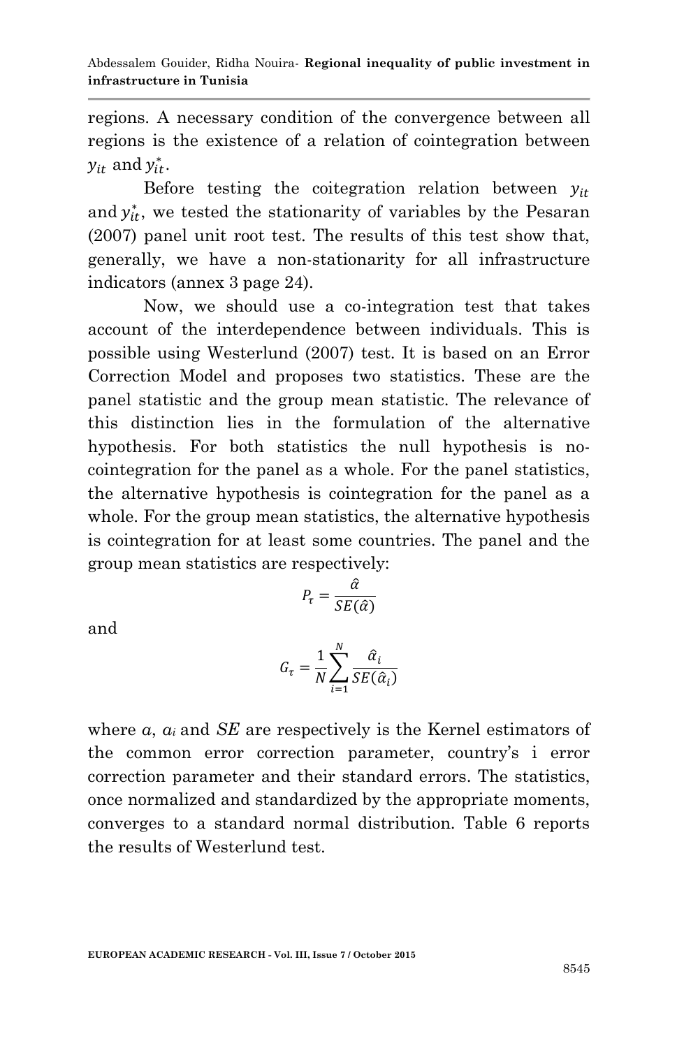regions. A necessary condition of the convergence between all regions is the existence of a relation of cointegration between $y_{it}$ and $y_{it}^{*}$.

Before testing the coitegration relation between $y_{it}$ and $y_{it}^{*}$, we tested the stationarity of variables by the Pesaran (2007) panel unit root test. The results of this test show that, generally, we have a non-stationarity for all infrastructure indicators (annex 3 page 24).

Now, we should use a co-integration test that takes account of the interdependence between individuals. This is possible using Westerlund (2007) test. It is based on an Error Correction Model and proposes two statistics. These are the panel statistic and the group mean statistic. The relevance of this distinction lies in the formulation of the alternative hypothesis. For both statistics the null hypothesis is no-cointegration for the panel as a whole. For the panel statistics, the alternative hypothesis is cointegration for the panel as a whole. For the group mean statistics, the alternative hypothesis is cointegration for at least some countries. The panel and the group mean statistics are respectively:

$$P_{\tau} = \frac{\hat{\alpha}}{SE(\hat{\alpha})}$$

and

$$G_{\tau} = \frac{1}{N}\sum_{i=1}^{N}\frac{\hat{\alpha}_i}{SE(\hat{\alpha}_i)}$$

where $\alpha$, $\alpha_i$ and *SE* are respectively is the Kernel estimators of the common error correction parameter, country's i error correction parameter and their standard errors. The statistics, once normalized and standardized by the appropriate moments, converges to a standard normal distribution. Table 6 reports the results of Westerlund test.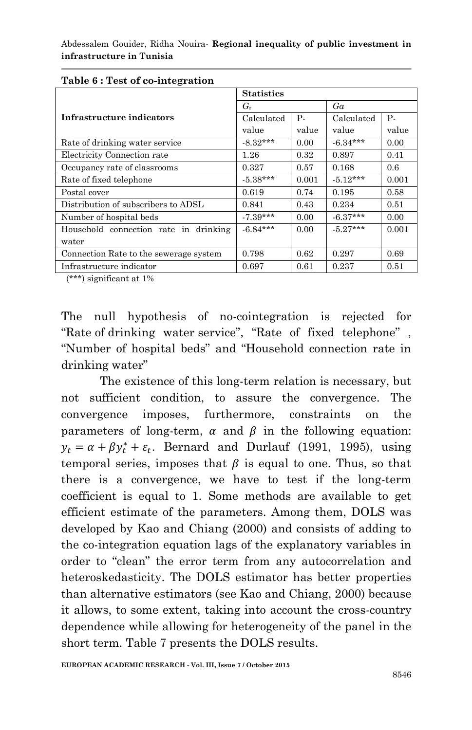**Table 6 : Test of co-integration**

| Infrastructure indicators | Statistics | | | |
|---|---|---|---|---|
| | $G_\tau$ | | $Ga$ | |
| | Calculated value | P-value | Calculated value | P-value |
| Rate of drinking water service | -8.32*** | 0.00 | -6.34*** | 0.00 |
| Electricity Connection rate | 1.26 | 0.32 | 0.897 | 0.41 |
| Occupancy rate of classrooms | 0.327 | 0.57 | 0.168 | 0.6 |
| Rate of fixed telephone | -5.38*** | 0.001 | -5.12*** | 0.001 |
| Postal cover | 0.619 | 0.74 | 0.195 | 0.58 |
| Distribution of subscribers to ADSL | 0.841 | 0.43 | 0.234 | 0.51 |
| Number of hospital beds | -7.39*** | 0.00 | -6.37*** | 0.00 |
| Household connection rate in drinking water | -6.84*** | 0.00 | -5.27*** | 0.001 |
| Connection Rate to the sewerage system | 0.798 | 0.62 | 0.297 | 0.69 |
| Infrastructure indicator | 0.697 | 0.61 | 0.237 | 0.51 |

(***) significant at 1%

The null hypothesis of no-cointegration is rejected for "Rate of drinking water service", "Rate of fixed telephone" , "Number of hospital beds" and "Household connection rate in drinking water"

The existence of this long-term relation is necessary, but not sufficient condition, to assure the convergence. The convergence imposes, furthermore, constraints on the parameters of long-term, $\alpha$ and $\beta$ in the following equation: $y_t = \alpha + \beta y_t^* + \varepsilon_t$. Bernard and Durlauf (1991, 1995), using temporal series, imposes that $\beta$ is equal to one. Thus, so that there is a convergence, we have to test if the long-term coefficient is equal to 1. Some methods are available to get efficient estimate of the parameters. Among them, DOLS was developed by Kao and Chiang (2000) and consists of adding to the co-integration equation lags of the explanatory variables in order to "clean" the error term from any autocorrelation and heteroskedasticity. The DOLS estimator has better properties than alternative estimators (see Kao and Chiang, 2000) because it allows, to some extent, taking into account the cross-country dependence while allowing for heterogeneity of the panel in the short term. Table 7 presents the DOLS results.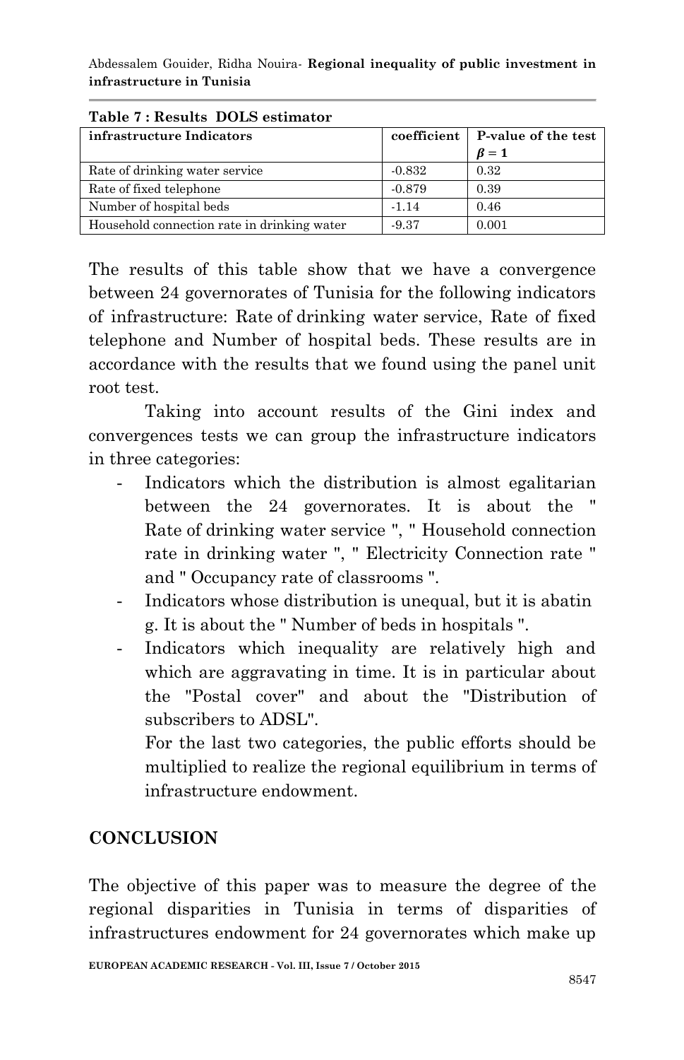**Table 7 : Results DOLS estimator**

| infrastructure Indicators | coefficient | P-value of the test $\beta = 1$ |
|---|---|---|
| Rate of drinking water service | -0.832 | 0.32 |
| Rate of fixed telephone | -0.879 | 0.39 |
| Number of hospital beds | -1.14 | 0.46 |
| Household connection rate in drinking water | -9.37 | 0.001 |

The results of this table show that we have a convergence between 24 governorates of Tunisia for the following indicators of infrastructure: Rate of drinking water service, Rate of fixed telephone and Number of hospital beds. These results are in accordance with the results that we found using the panel unit root test.

Taking into account results of the Gini index and convergences tests we can group the infrastructure indicators in three categories:

- Indicators which the distribution is almost egalitarian between the 24 governorates. It is about the " Rate of drinking water service ", " Household connection rate in drinking water ", " Electricity Connection rate " and " Occupancy rate of classrooms ".
- Indicators whose distribution is unequal, but it is abatin g. It is about the " Number of beds in hospitals ".
- Indicators which inequality are relatively high and which are aggravating in time. It is in particular about the "Postal cover" and about the "Distribution of subscribers to ADSL".

  For the last two categories, the public efforts should be multiplied to realize the regional equilibrium in terms of infrastructure endowment.

## CONCLUSION

The objective of this paper was to measure the degree of the regional disparities in Tunisia in terms of disparities of infrastructures endowment for 24 governorates which make up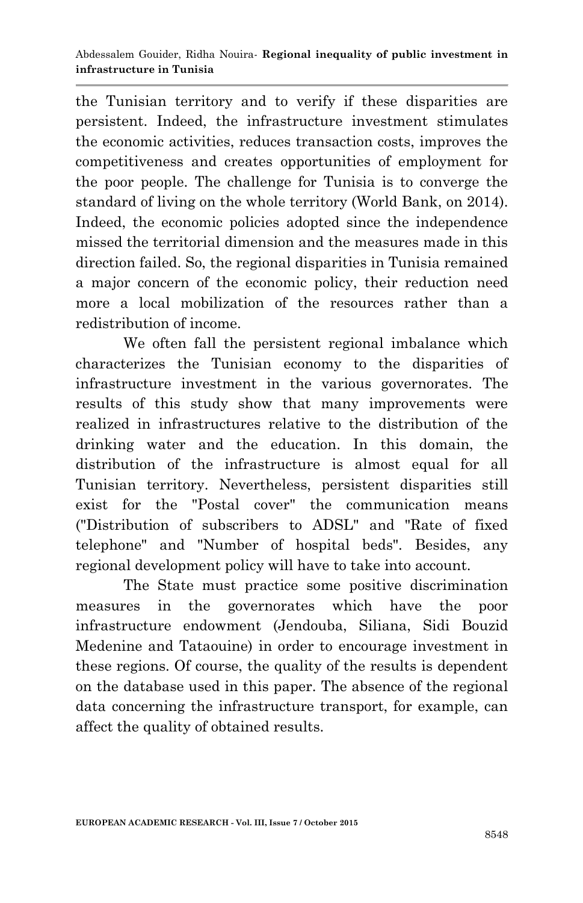the Tunisian territory and to verify if these disparities are persistent. Indeed, the infrastructure investment stimulates the economic activities, reduces transaction costs, improves the competitiveness and creates opportunities of employment for the poor people. The challenge for Tunisia is to converge the standard of living on the whole territory (World Bank, on 2014). Indeed, the economic policies adopted since the independence missed the territorial dimension and the measures made in this direction failed. So, the regional disparities in Tunisia remained a major concern of the economic policy, their reduction need more a local mobilization of the resources rather than a redistribution of income.

We often fall the persistent regional imbalance which characterizes the Tunisian economy to the disparities of infrastructure investment in the various governorates. The results of this study show that many improvements were realized in infrastructures relative to the distribution of the drinking water and the education. In this domain, the distribution of the infrastructure is almost equal for all Tunisian territory. Nevertheless, persistent disparities still exist for the "Postal cover" the communication means ("Distribution of subscribers to ADSL" and "Rate of fixed telephone" and "Number of hospital beds". Besides, any regional development policy will have to take into account.

The State must practice some positive discrimination measures in the governorates which have the poor infrastructure endowment (Jendouba, Siliana, Sidi Bouzid Medenine and Tataouine) in order to encourage investment in these regions. Of course, the quality of the results is dependent on the database used in this paper. The absence of the regional data concerning the infrastructure transport, for example, can affect the quality of obtained results.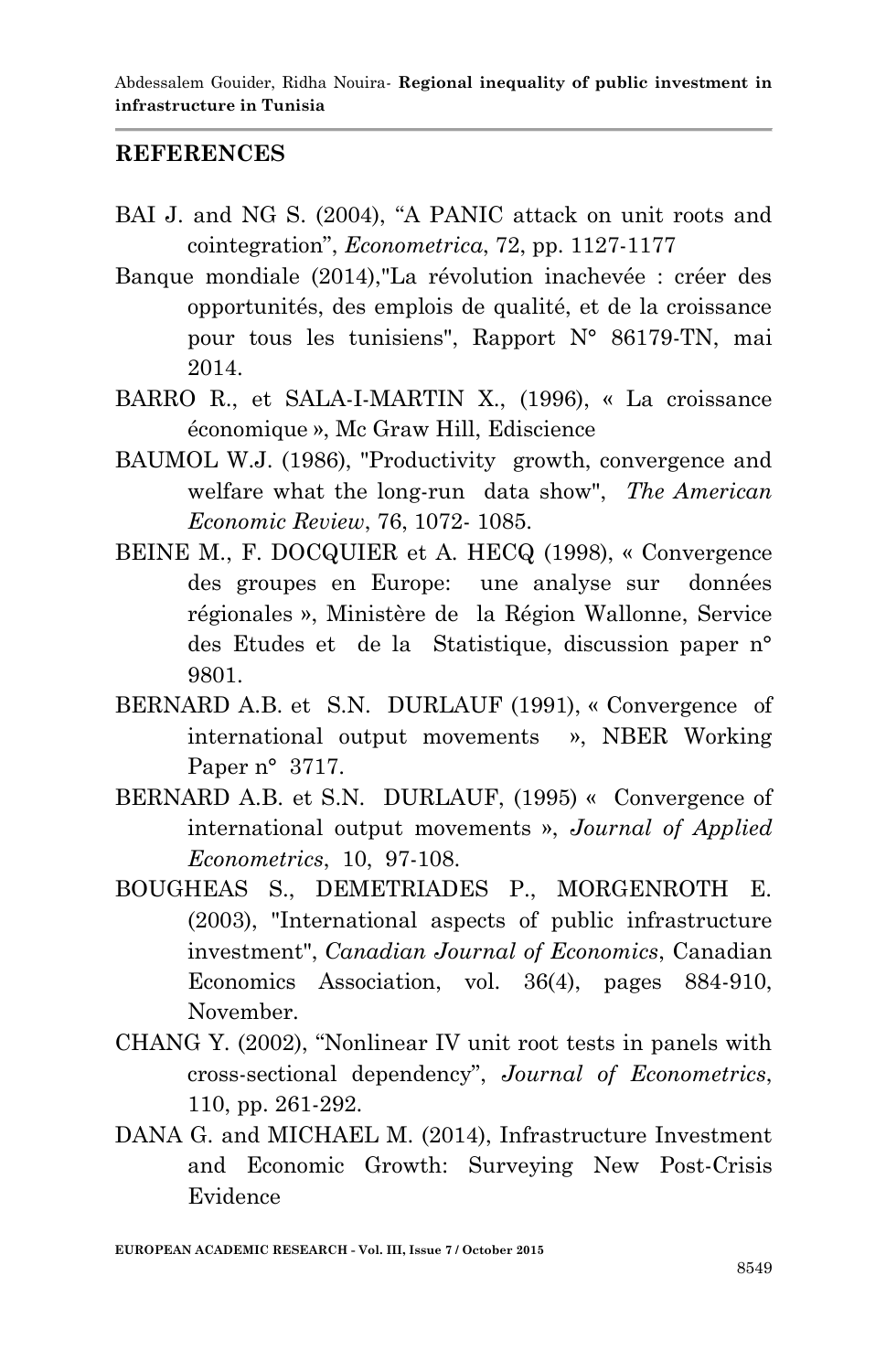## REFERENCES

BAI J. and NG S. (2004), "A PANIC attack on unit roots and cointegration", *Econometrica*, 72, pp. 1127-1177

Banque mondiale (2014),"La révolution inachevée : créer des opportunités, des emplois de qualité, et de la croissance pour tous les tunisiens", Rapport N° 86179-TN, mai 2014.

BARRO R., et SALA-I-MARTIN X., (1996), « La croissance économique », Mc Graw Hill, Ediscience

BAUMOL W.J. (1986), "Productivity growth, convergence and welfare what the long-run data show", *The American Economic Review*, 76, 1072- 1085.

BEINE M., F. DOCQUIER et A. HECQ (1998), « Convergence des groupes en Europe: une analyse sur données régionales », Ministère de la Région Wallonne, Service des Etudes et de la Statistique, discussion paper n° 9801.

BERNARD A.B. et S.N. DURLAUF (1991), « Convergence of international output movements », NBER Working Paper n° 3717.

BERNARD A.B. et S.N. DURLAUF, (1995) « Convergence of international output movements », *Journal of Applied Econometrics*, 10, 97-108.

BOUGHEAS S., DEMETRIADES P., MORGENROTH E. (2003), "International aspects of public infrastructure investment", *Canadian Journal of Economics*, Canadian Economics Association, vol. 36(4), pages 884-910, November.

CHANG Y. (2002), "Nonlinear IV unit root tests in panels with cross-sectional dependency", *Journal of Econometrics*, 110, pp. 261-292.

DANA G. and MICHAEL M. (2014), Infrastructure Investment and Economic Growth: Surveying New Post-Crisis Evidence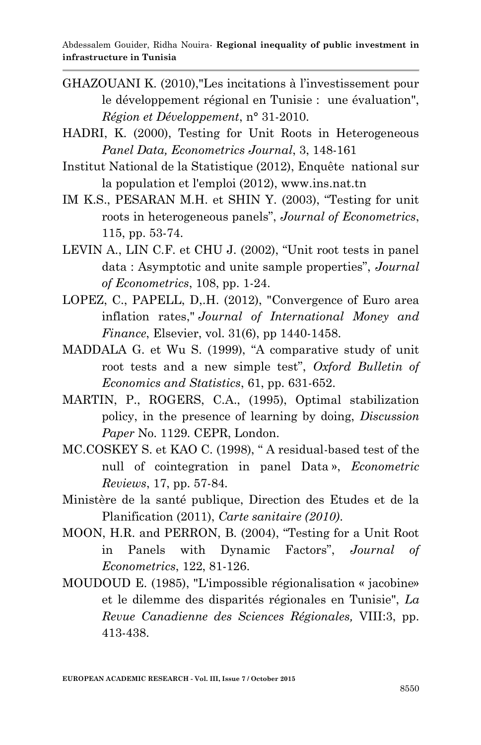GHAZOUANI K. (2010),"Les incitations à l'investissement pour le développement régional en Tunisie : une évaluation", *Région et Développement*, n° 31-2010.

HADRI, K. (2000), Testing for Unit Roots in Heterogeneous *Panel Data, Econometrics Journal*, 3, 148-161

Institut National de la Statistique (2012), Enquête national sur la population et l'emploi (2012), www.ins.nat.tn

IM K.S., PESARAN M.H. et SHIN Y. (2003), "Testing for unit roots in heterogeneous panels", *Journal of Econometrics*, 115, pp. 53-74.

LEVIN A., LIN C.F. et CHU J. (2002), "Unit root tests in panel data : Asymptotic and unite sample properties", *Journal of Econometrics*, 108, pp. 1-24.

LOPEZ, C., PAPELL, D,.H. (2012), "Convergence of Euro area inflation rates," *Journal of International Money and Finance*, Elsevier, vol. 31(6), pp 1440-1458.

MADDALA G. et Wu S. (1999), "A comparative study of unit root tests and a new simple test", *Oxford Bulletin of Economics and Statistics*, 61, pp. 631-652.

MARTIN, P., ROGERS, C.A., (1995), Optimal stabilization policy, in the presence of learning by doing, *Discussion Paper* No. 1129. CEPR, London.

MC.COSKEY S. et KAO C. (1998), " A residual-based test of the null of cointegration in panel Data », *Econometric Reviews*, 17, pp. 57-84.

Ministère de la santé publique, Direction des Etudes et de la Planification (2011), *Carte sanitaire (2010)*.

MOON, H.R. and PERRON, B. (2004), "Testing for a Unit Root in Panels with Dynamic Factors", *Journal of Econometrics*, 122, 81-126.

MOUDOUD E. (1985), "L'impossible régionalisation « jacobine» et le dilemme des disparités régionales en Tunisie", *La Revue Canadienne des Sciences Régionales,* VIII:3, pp. 413-438.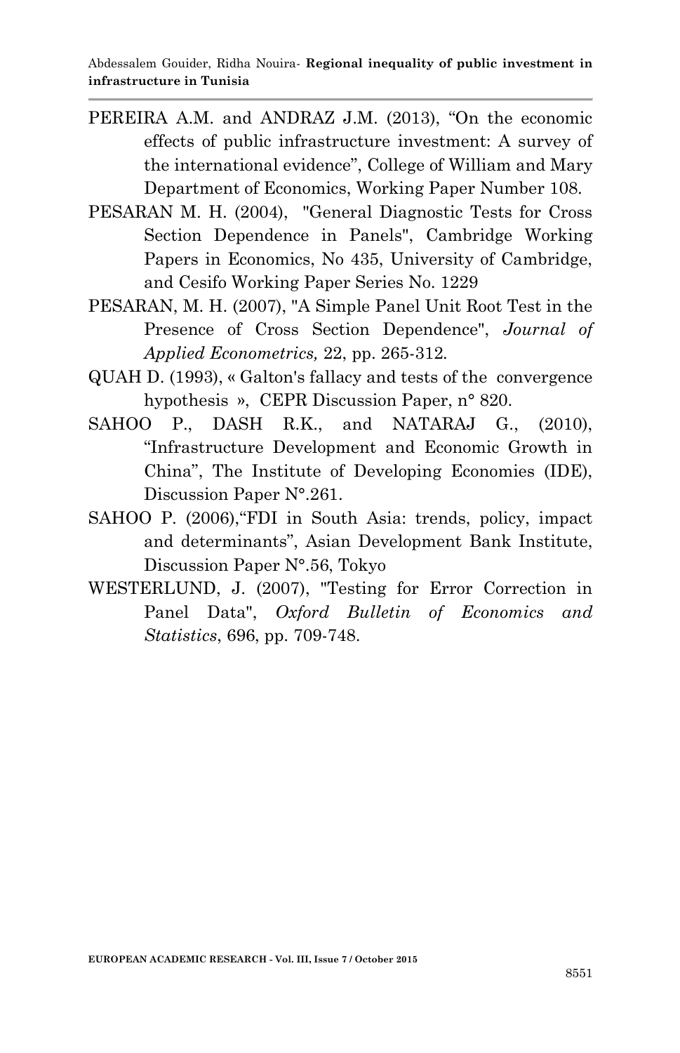PEREIRA A.M. and ANDRAZ J.M. (2013), "On the economic effects of public infrastructure investment: A survey of the international evidence", College of William and Mary Department of Economics, Working Paper Number 108.

PESARAN M. H. (2004), "General Diagnostic Tests for Cross Section Dependence in Panels", Cambridge Working Papers in Economics, No 435, University of Cambridge, and Cesifo Working Paper Series No. 1229

PESARAN, M. H. (2007), "A Simple Panel Unit Root Test in the Presence of Cross Section Dependence", *Journal of Applied Econometrics,* 22, pp. 265-312.

QUAH D. (1993), « Galton's fallacy and tests of the convergence hypothesis », CEPR Discussion Paper, n° 820.

SAHOO P., DASH R.K., and NATARAJ G., (2010), "Infrastructure Development and Economic Growth in China", The Institute of Developing Economies (IDE), Discussion Paper N°.261.

SAHOO P. (2006),"FDI in South Asia: trends, policy, impact and determinants", Asian Development Bank Institute, Discussion Paper N°.56, Tokyo

WESTERLUND, J. (2007), "Testing for Error Correction in Panel Data", *Oxford Bulletin of Economics and Statistics*, 696, pp. 709-748.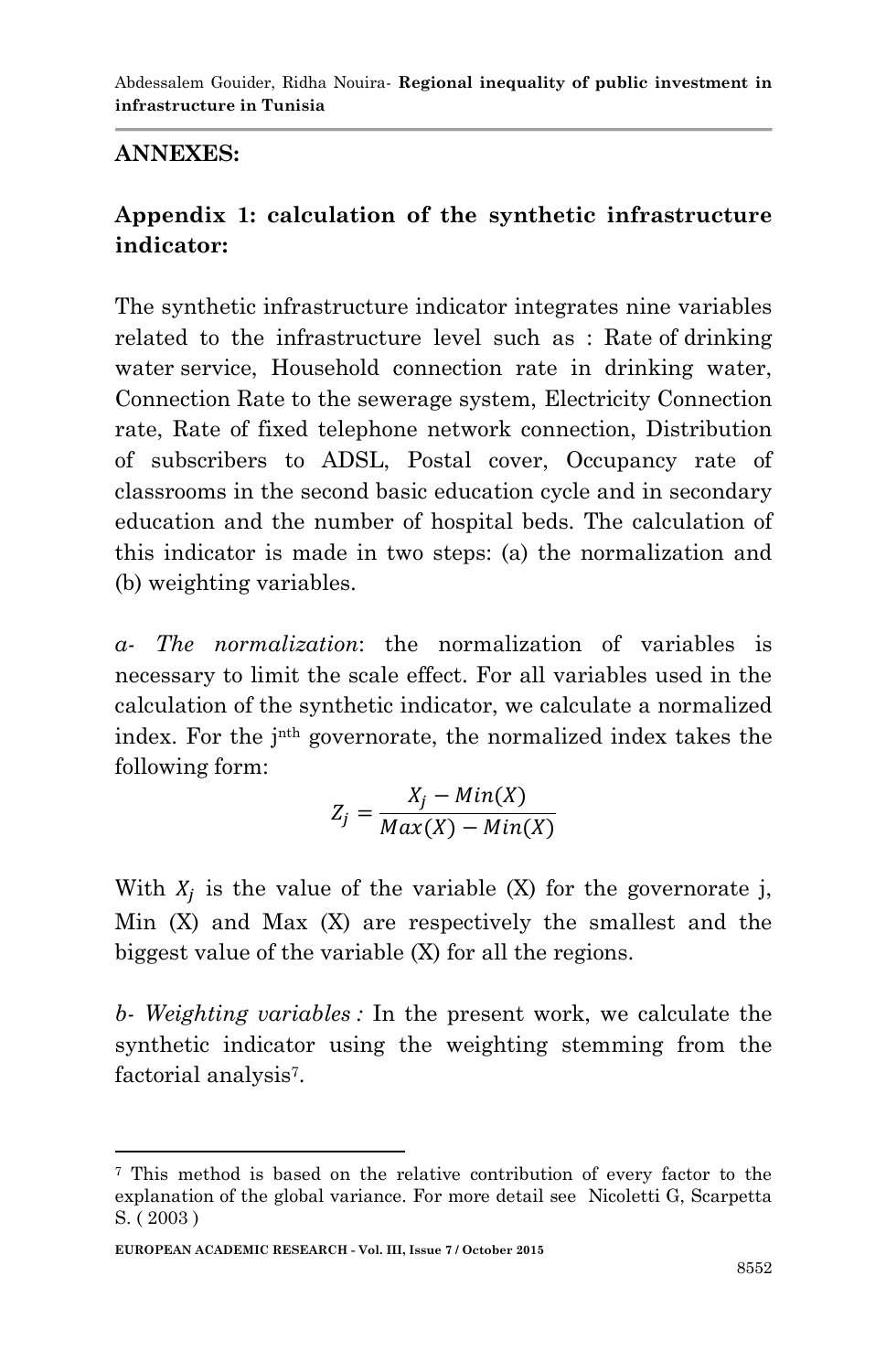## ANNEXES:

### Appendix 1: calculation of the synthetic infrastructure indicator:

The synthetic infrastructure indicator integrates nine variables related to the infrastructure level such as : Rate of drinking water service, Household connection rate in drinking water, Connection Rate to the sewerage system, Electricity Connection rate, Rate of fixed telephone network connection, Distribution of subscribers to ADSL, Postal cover, Occupancy rate of classrooms in the second basic education cycle and in secondary education and the number of hospital beds. The calculation of this indicator is made in two steps: (a) the normalization and (b) weighting variables.

*a- The normalization*: the normalization of variables is necessary to limit the scale effect. For all variables used in the calculation of the synthetic indicator, we calculate a normalized index. For the j[nth] governorate, the normalized index takes the following form:

$$Z_j = \frac{X_j - Min(X)}{Max(X) - Min(X)}$$

With $X_j$ is the value of the variable (X) for the governorate j, Min (X) and Max (X) are respectively the smallest and the biggest value of the variable (X) for all the regions.

*b- Weighting variables :* In the present work, we calculate the synthetic indicator using the weighting stemming from the factorial analysis[7].

---

[7] This method is based on the relative contribution of every factor to the explanation of the global variance. For more detail see Nicoletti G, Scarpetta S. ( 2003 )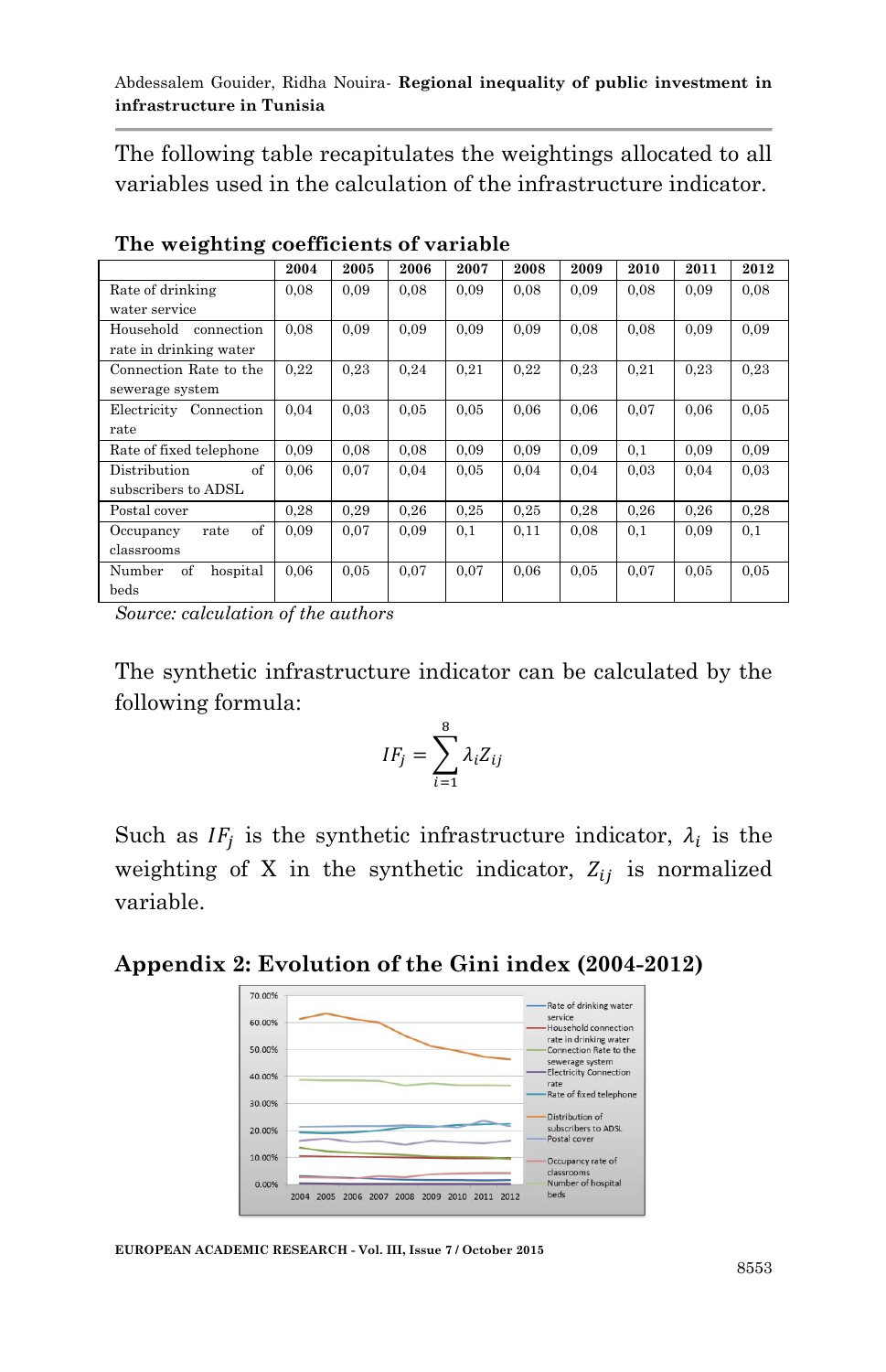The following table recapitulates the weightings allocated to all variables used in the calculation of the infrastructure indicator.

**The weighting coefficients of variable**

| | 2004 | 2005 | 2006 | 2007 | 2008 | 2009 | 2010 | 2011 | 2012 |
|---|---|---|---|---|---|---|---|---|---|
| Rate of drinking water service | 0,08 | 0,09 | 0,08 | 0,09 | 0,08 | 0,09 | 0,08 | 0,09 | 0,08 |
| Household connection rate in drinking water | 0,08 | 0,09 | 0,09 | 0,09 | 0,09 | 0,08 | 0,08 | 0,09 | 0,09 |
| Connection Rate to the sewerage system | 0,22 | 0,23 | 0,24 | 0,21 | 0,22 | 0,23 | 0,21 | 0,23 | 0,23 |
| Electricity Connection rate | 0,04 | 0,03 | 0,05 | 0,05 | 0,06 | 0,06 | 0,07 | 0,06 | 0,05 |
| Rate of fixed telephone | 0,09 | 0,08 | 0,08 | 0,09 | 0,09 | 0,09 | 0,1 | 0,09 | 0,09 |
| Distribution of subscribers to ADSL | 0,06 | 0,07 | 0,04 | 0,05 | 0,04 | 0,04 | 0,03 | 0,04 | 0,03 |
| Postal cover | 0,28 | 0,29 | 0,26 | 0,25 | 0,25 | 0,28 | 0,26 | 0,26 | 0,28 |
| Occupancy rate of classrooms | 0,09 | 0,07 | 0,09 | 0,1 | 0,11 | 0,08 | 0,1 | 0,09 | 0,1 |
| Number of hospital beds | 0,06 | 0,05 | 0,07 | 0,07 | 0,06 | 0,05 | 0,07 | 0,05 | 0,05 |

*Source: calculation of the authors*

The synthetic infrastructure indicator can be calculated by the following formula:

$$IF_j = \sum_{i=1}^{8} \lambda_i Z_{ij}$$

Such as $IF_j$ is the synthetic infrastructure indicator, $\lambda_i$ is the weighting of X in the synthetic indicator, $Z_{ij}$ is normalized variable.

## Appendix 2: Evolution of the Gini index (2004-2012)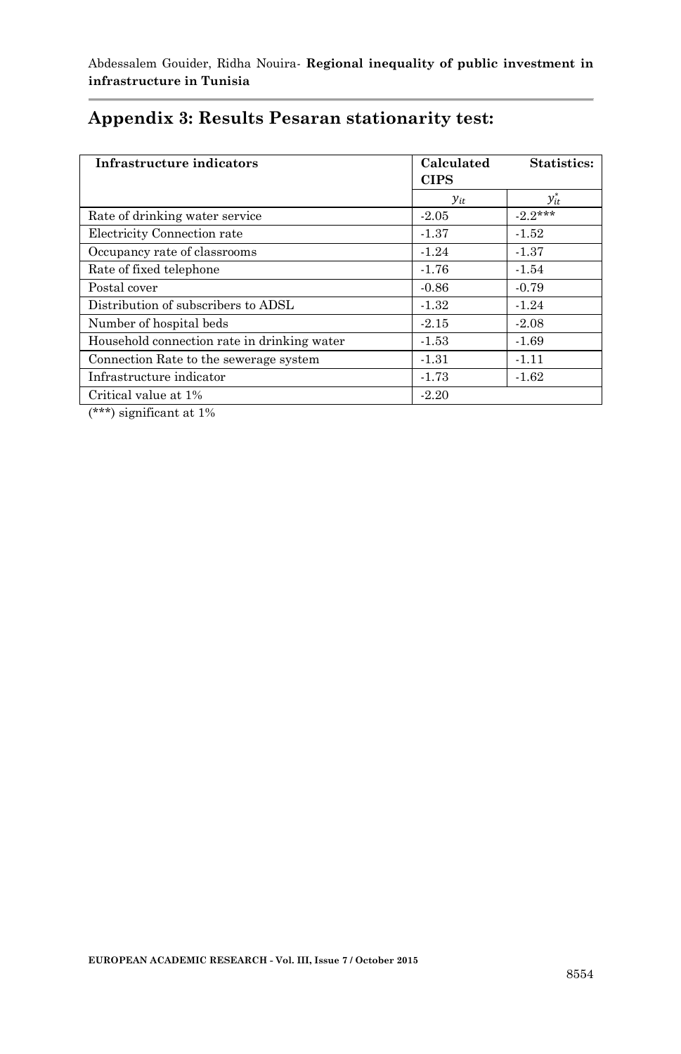## Appendix 3: Results Pesaran stationarity test:

| Infrastructure indicators | Calculated Statistics: CIPS | |
|---|---|---|
| | $y_{it}$ | $y_{it}^{*}$ |
| Rate of drinking water service | -2.05 | -2.2*** |
| Electricity Connection rate | -1.37 | -1.52 |
| Occupancy rate of classrooms | -1.24 | -1.37 |
| Rate of fixed telephone | -1.76 | -1.54 |
| Postal cover | -0.86 | -0.79 |
| Distribution of subscribers to ADSL | -1.32 | -1.24 |
| Number of hospital beds | -2.15 | -2.08 |
| Household connection rate in drinking water | -1.53 | -1.69 |
| Connection Rate to the sewerage system | -1.31 | -1.11 |
| Infrastructure indicator | -1.73 | -1.62 |
| Critical value at 1% | -2.20 | |

(***) significant at 1%